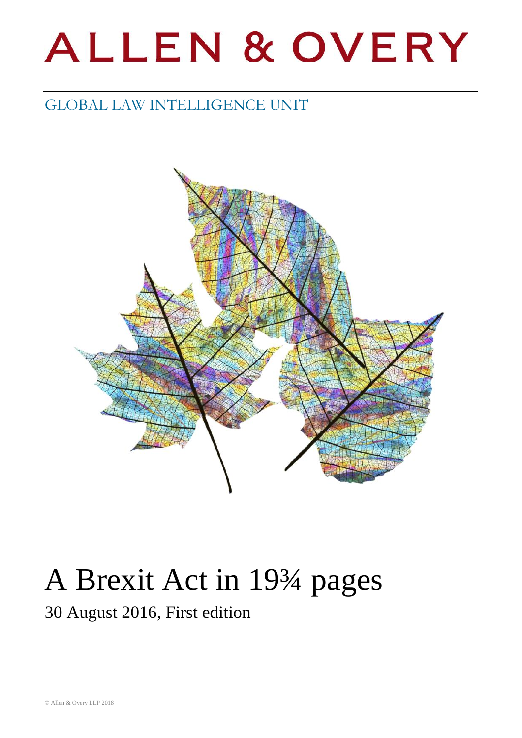# ALLEN & OVERY

GLOBAL LAW INTELLIGENCE UNIT

# A Brexit Act in 19¾ pages

30 August 2016, First edition

© Allen & Overy LLP 2018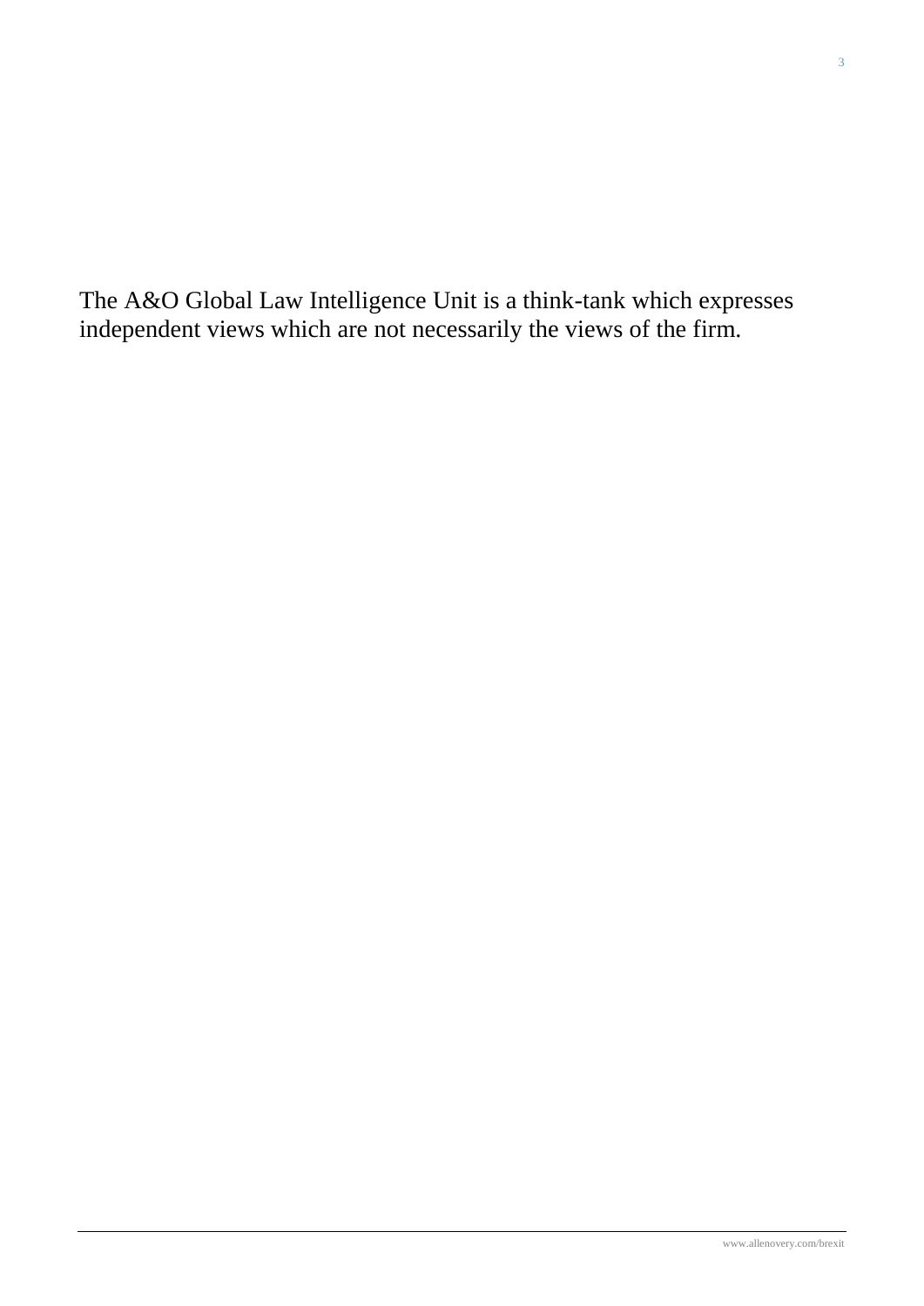The A&O Global Law Intelligence Unit is a think-tank which expresses independent views which are not necessarily the views of the firm.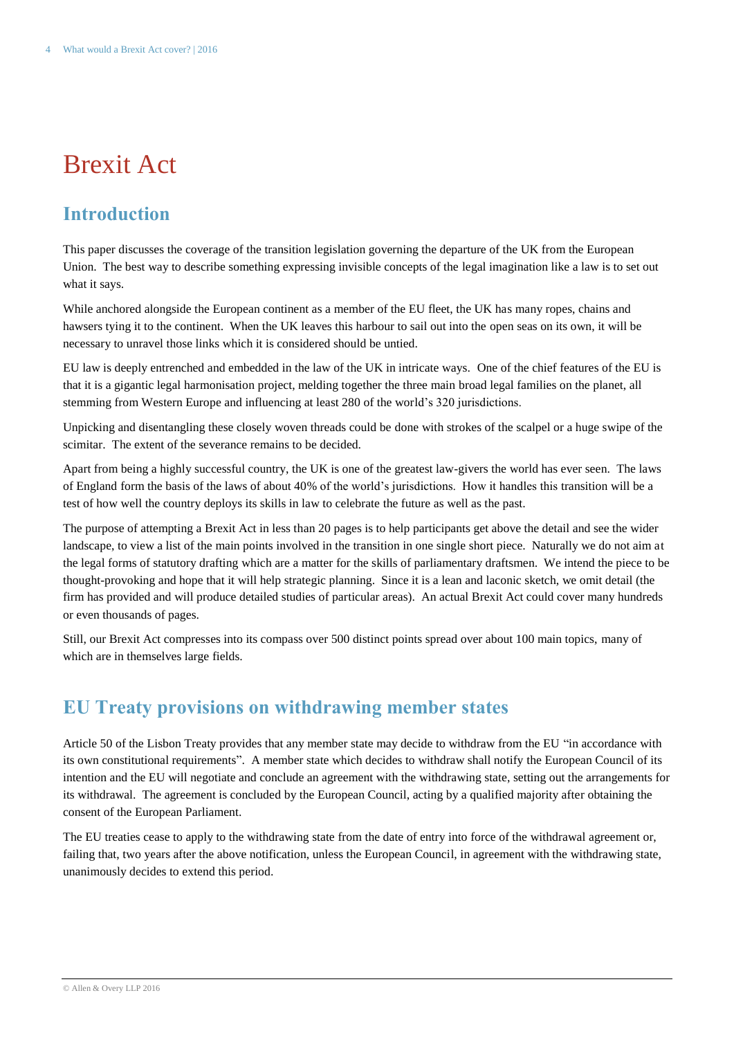# Brexit Act

## Introduction

This paper discusses the coverage of the transition legislation governing the departure of the UK from the European Union. The best way to describe something expressing invisible concepts of the legal imagination like a law is to set out what it says.

While anchored alongside the European continent as a member of the EU fleet, the UK has many ropes, chains and hawsers tying it to the continent. When the UK leaves this harbour to sail out into the open seas on its own, it will be necessary to unravel those links which it is considered should be untied.

EU law is deeply entrenched and embedded in the law of the UK in intricate ways. One of the chief features of the EU is that it is a gigantic legal harmonisation project, melding together the three main broad legal families on the planet, all stemming from Western Europe and influencing at least 280 of the world's 320 jurisdictions.

Unpicking and disentangling these closely woven threads could be done with strokes of the scalpel or a huge swipe of the scimitar. The extent of the severance remains to be decided.

Apart from being a highly successful country, the UK is one of the greatest law-givers the world has ever seen. The laws of England form the basis of the laws of about 40% of the world's jurisdictions. How it handles this transition will be a test of how well the country deploys its skills in law to celebrate the future as well as the past.

The purpose of attempting a Brexit Act in less than 20 pages is to help participants get above the detail and see the wider landscape, to view a list of the main points involved in the transition in one single short piece. Naturally we do not aim at the legal forms of statutory drafting which are a matter for the skills of parliamentary draftsmen. We intend the piece to be thought-provoking and hope that it will help strategic planning. Since it is a lean and laconic sketch, we omit detail (the firm has provided and will produce detailed studies of particular areas). An actual Brexit Act could cover many hundreds or even thousands of pages.

Still, our Brexit Act compresses into its compass over 500 distinct points spread over about 100 main topics, many of which are in themselves large fields.

## EU Treaty provisions on withdrawing member states

Article 50 of the Lisbon Treaty provides that any member state may decide to withdraw from the EU "in accordance with its own constitutional requirements". A member state which decides to withdraw shall notify the European Council of its intention and the EU will negotiate and conclude an agreement with the withdrawing state, setting out the arrangements for its withdrawal. The agreement is concluded by the European Council, acting by a qualified majority after obtaining the consent of the European Parliament.

The EU treaties cease to apply to the withdrawing state from the date of entry into force of the withdrawal agreement or, failing that, two years after the above notification, unless the European Council, in agreement with the withdrawing state, unanimously decides to extend this period.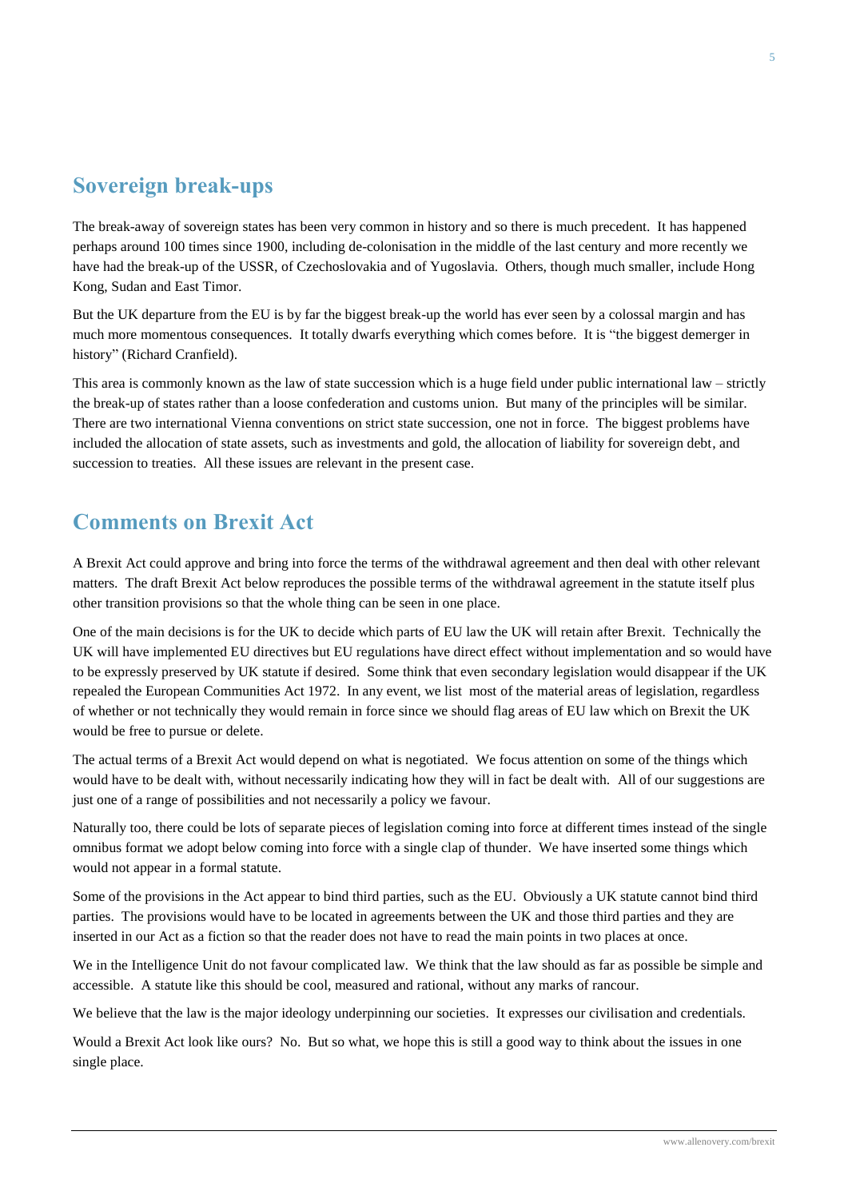## Sovereign break-ups

The break-away of sovereign states has been very common in history and so there is much precedent. It has happened perhaps around 100 times since 1900, including de-colonisation in the middle of the last century and more recently we have had the break-up of the USSR, of Czechoslovakia and of Yugoslavia. Others, though much smaller, include Hong Kong, Sudan and East Timor.

But the UK departure from the EU is by far the biggest break-up the world has ever seen by a colossal margin and has much more momentous consequences. It totally dwarfs everything which comes before. It is "the biggest demerger in history" (Richard Cranfield).

This area is commonly known as the law of state succession which is a huge field under public international law – strictly the break-up of states rather than a loose confederation and customs union. But many of the principles will be similar. There are two international Vienna conventions on strict state succession, one not in force. The biggest problems have included the allocation of state assets, such as investments and gold, the allocation of liability for sovereign debt, and succession to treaties. All these issues are relevant in the present case.

## Comments on Brexit Act

A Brexit Act could approve and bring into force the terms of the withdrawal agreement and then deal with other relevant matters. The draft Brexit Act below reproduces the possible terms of the withdrawal agreement in the statute itself plus other transition provisions so that the whole thing can be seen in one place.

One of the main decisions is for the UK to decide which parts of EU law the UK will retain after Brexit. Technically the UK will have implemented EU directives but EU regulations have direct effect without implementation and so would have to be expressly preserved by UK statute if desired. Some think that even secondary legislation would disappear if the UK repealed the European Communities Act 1972. In any event, we list most of the material areas of legislation, regardless of whether or not technically they would remain in force since we should flag areas of EU law which on Brexit the UK would be free to pursue or delete.

The actual terms of a Brexit Act would depend on what is negotiated. We focus attention on some of the things which would have to be dealt with, without necessarily indicating how they will in fact be dealt with. All of our suggestions are just one of a range of possibilities and not necessarily a policy we favour.

Naturally too, there could be lots of separate pieces of legislation coming into force at different times instead of the single omnibus format we adopt below coming into force with a single clap of thunder. We have inserted some things which would not appear in a formal statute.

Some of the provisions in the Act appear to bind third parties, such as the EU. Obviously a UK statute cannot bind third parties. The provisions would have to be located in agreements between the UK and those third parties and they are inserted in our Act as a fiction so that the reader does not have to read the main points in two places at once.

We in the Intelligence Unit do not favour complicated law. We think that the law should as far as possible be simple and accessible. A statute like this should be cool, measured and rational, without any marks of rancour.

We believe that the law is the major ideology underpinning our societies. It expresses our civilisation and credentials.

Would a Brexit Act look like ours? No. But so what, we hope this is still a good way to think about the issues in one single place.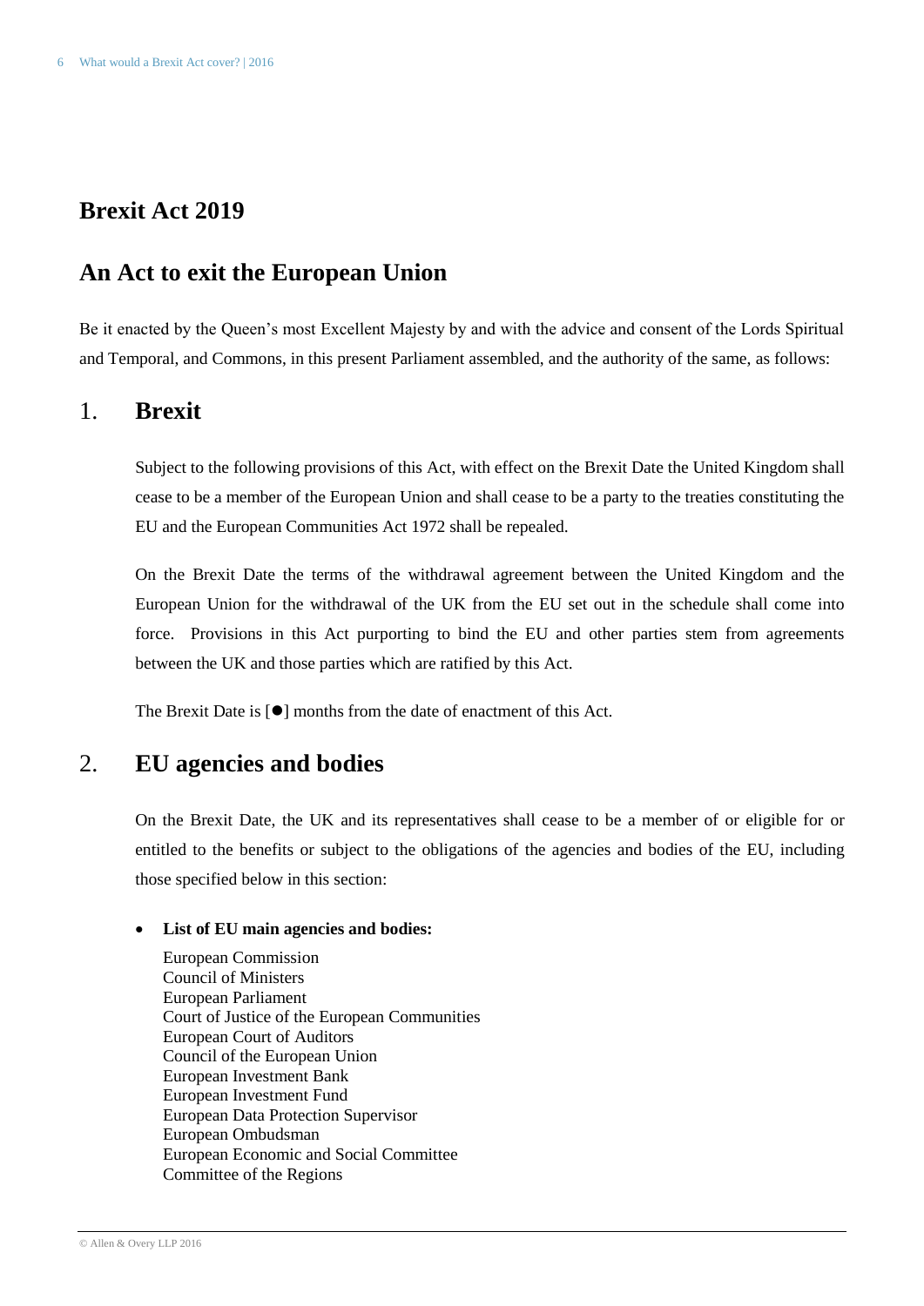# Brexit Act 2019

## An Act to exit the European Union

Be it enacted by the Queen's most Excellent Majesty by and with the advice and consent of the Lords Spiritual and Temporal, and Commons, in this present Parliament assembled, and the authority of the same, as follows:

## 1. Brexit

Subject to the following provisions of this Act, with effect on the Brexit Date the United Kingdom shall cease to be a member of the European Union and shall cease to be a party to the treaties constituting the EU and the European Communities Act 1972 shall be repealed.

On the Brexit Date the terms of the withdrawal agreement between the United Kingdom and the European Union for the withdrawal of the UK from the EU set out in the schedule shall come into force. Provisions in this Act purporting to bind the EU and other parties stem from agreements between the UK and those parties which are ratified by this Act.

The Brexit Date is [●] months from the date of enactment of this Act.

## 2. EU agencies and bodies

On the Brexit Date, the UK and its representatives shall cease to be a member of or eligible for or entitled to the benefits or subject to the obligations of the agencies and bodies of the EU, including those specified below in this section:

- **List of EU main agencies and bodies:**

  European Commission
  Council of Ministers
  European Parliament
  Court of Justice of the European Communities
  European Court of Auditors
  Council of the European Union
  European Investment Bank
  European Investment Fund
  European Data Protection Supervisor
  European Ombudsman
  European Economic and Social Committee
  Committee of the Regions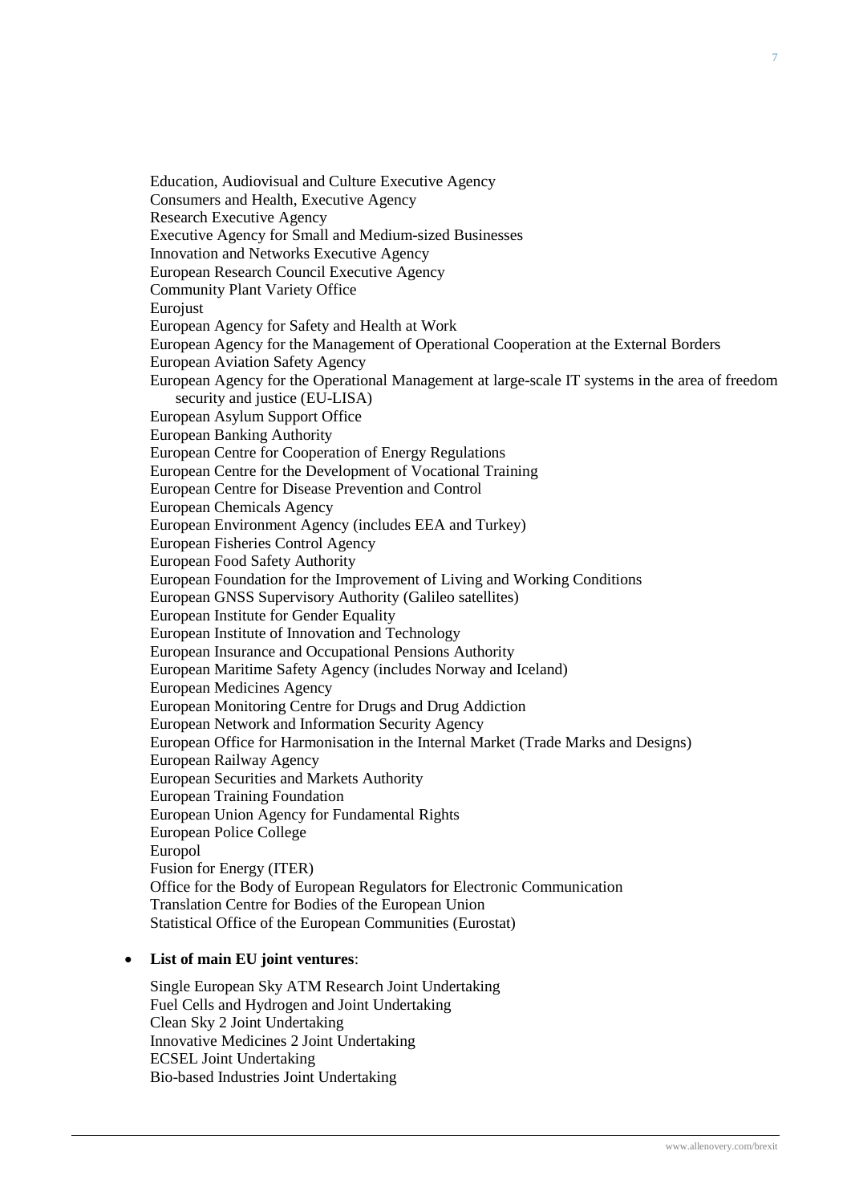Education, Audiovisual and Culture Executive Agency
Consumers and Health, Executive Agency
Research Executive Agency
Executive Agency for Small and Medium-sized Businesses
Innovation and Networks Executive Agency
European Research Council Executive Agency
Community Plant Variety Office
Eurojust
European Agency for Safety and Health at Work
European Agency for the Management of Operational Cooperation at the External Borders
European Aviation Safety Agency
European Agency for the Operational Management at large-scale IT systems in the area of freedom security and justice (EU-LISA)
European Asylum Support Office
European Banking Authority
European Centre for Cooperation of Energy Regulations
European Centre for the Development of Vocational Training
European Centre for Disease Prevention and Control
European Chemicals Agency
European Environment Agency (includes EEA and Turkey)
European Fisheries Control Agency
European Food Safety Authority
European Foundation for the Improvement of Living and Working Conditions
European GNSS Supervisory Authority (Galileo satellites)
European Institute for Gender Equality
European Institute of Innovation and Technology
European Insurance and Occupational Pensions Authority
European Maritime Safety Agency (includes Norway and Iceland)
European Medicines Agency
European Monitoring Centre for Drugs and Drug Addiction
European Network and Information Security Agency
European Office for Harmonisation in the Internal Market (Trade Marks and Designs)
European Railway Agency
European Securities and Markets Authority
European Training Foundation
European Union Agency for Fundamental Rights
European Police College
Europol
Fusion for Energy (ITER)
Office for the Body of European Regulators for Electronic Communication
Translation Centre for Bodies of the European Union
Statistical Office of the European Communities (Eurostat)

- **List of main EU joint ventures**:

  Single European Sky ATM Research Joint Undertaking
  Fuel Cells and Hydrogen and Joint Undertaking
  Clean Sky 2 Joint Undertaking
  Innovative Medicines 2 Joint Undertaking
  ECSEL Joint Undertaking
  Bio-based Industries Joint Undertaking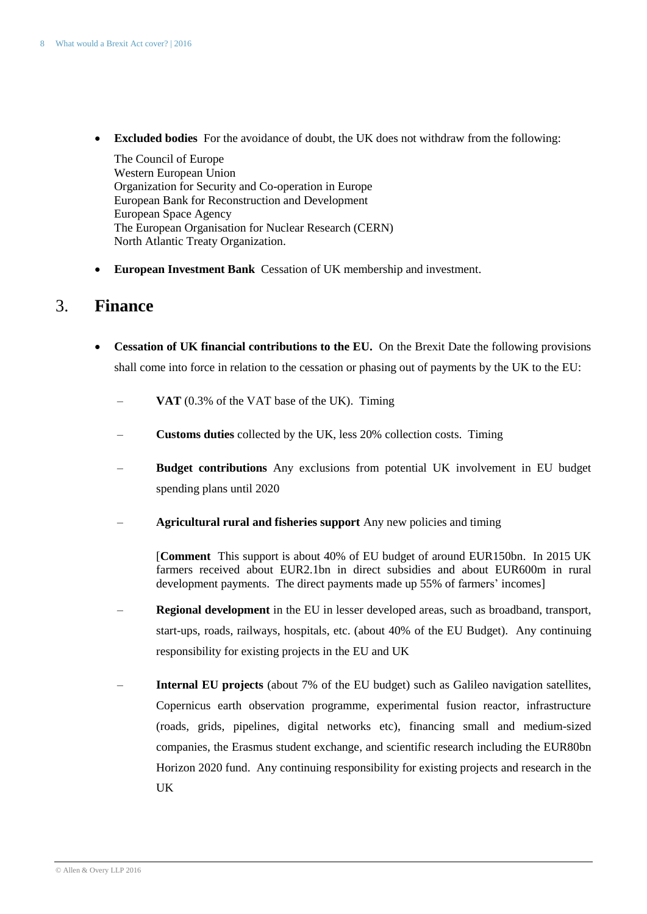- **Excluded bodies** For the avoidance of doubt, the UK does not withdraw from the following:

  The Council of Europe
  Western European Union
  Organization for Security and Co-operation in Europe
  European Bank for Reconstruction and Development
  European Space Agency
  The European Organisation for Nuclear Research (CERN)
  North Atlantic Treaty Organization.

- **European Investment Bank** Cessation of UK membership and investment.

## 3. Finance

- **Cessation of UK financial contributions to the EU.** On the Brexit Date the following provisions shall come into force in relation to the cessation or phasing out of payments by the UK to the EU:

  – **VAT** (0.3% of the VAT base of the UK). Timing

  – **Customs duties** collected by the UK, less 20% collection costs. Timing

  – **Budget contributions** Any exclusions from potential UK involvement in EU budget spending plans until 2020

  – **Agricultural rural and fisheries support** Any new policies and timing

    [**Comment** This support is about 40% of EU budget of around EUR150bn. In 2015 UK farmers received about EUR2.1bn in direct subsidies and about EUR600m in rural development payments. The direct payments made up 55% of farmers' incomes]

  – **Regional development** in the EU in lesser developed areas, such as broadband, transport, start-ups, roads, railways, hospitals, etc. (about 40% of the EU Budget). Any continuing responsibility for existing projects in the EU and UK

  – **Internal EU projects** (about 7% of the EU budget) such as Galileo navigation satellites, Copernicus earth observation programme, experimental fusion reactor, infrastructure (roads, grids, pipelines, digital networks etc), financing small and medium-sized companies, the Erasmus student exchange, and scientific research including the EUR80bn Horizon 2020 fund. Any continuing responsibility for existing projects and research in the UK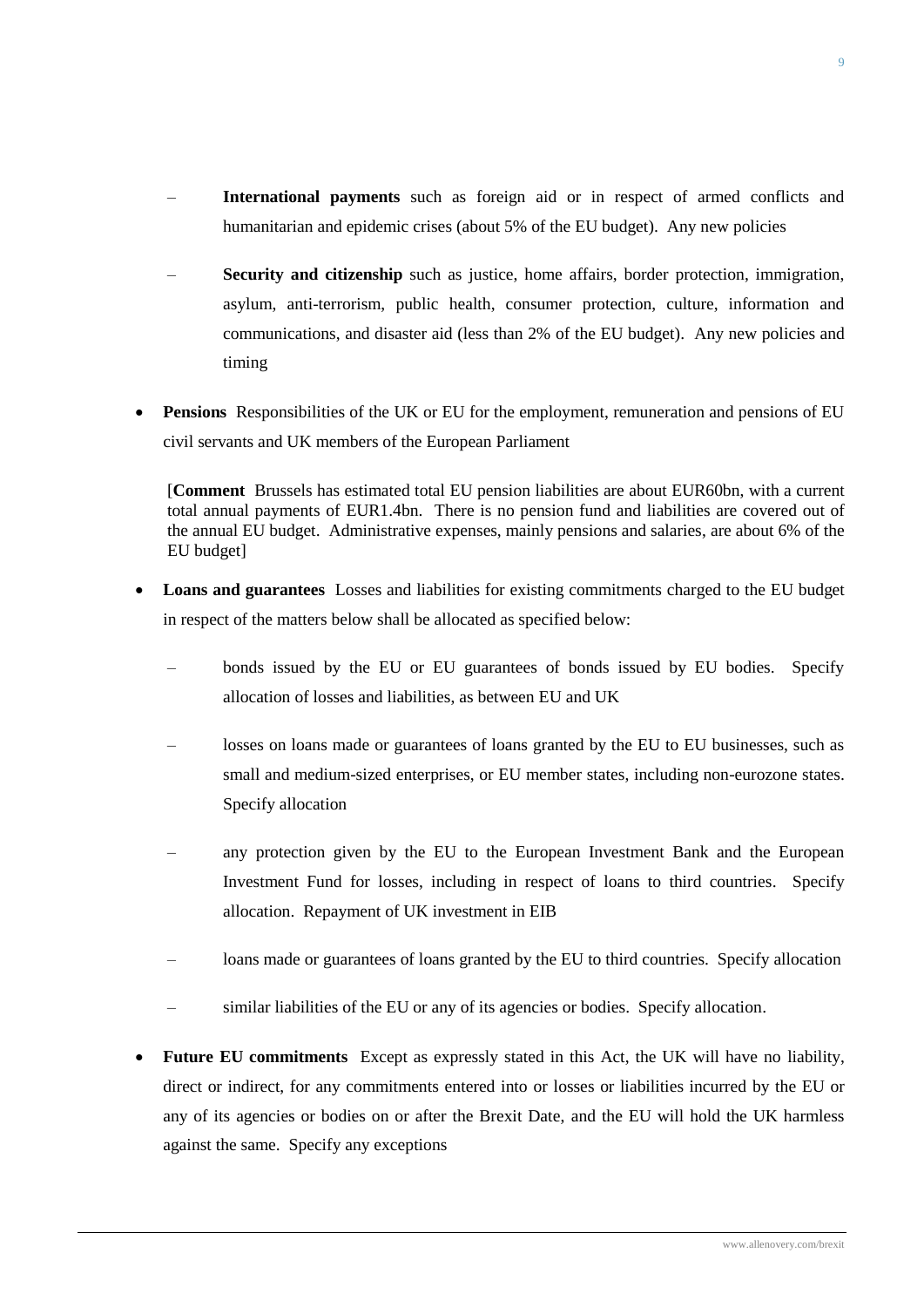- **International payments** such as foreign aid or in respect of armed conflicts and humanitarian and epidemic crises (about 5% of the EU budget). Any new policies

  - **Security and citizenship** such as justice, home affairs, border protection, immigration, asylum, anti-terrorism, public health, consumer protection, culture, information and communications, and disaster aid (less than 2% of the EU budget). Any new policies and timing

- **Pensions** Responsibilities of the UK or EU for the employment, remuneration and pensions of EU civil servants and UK members of the European Parliament

  [**Comment** Brussels has estimated total EU pension liabilities are about EUR60bn, with a current total annual payments of EUR1.4bn. There is no pension fund and liabilities are covered out of the annual EU budget. Administrative expenses, mainly pensions and salaries, are about 6% of the EU budget]

- **Loans and guarantees** Losses and liabilities for existing commitments charged to the EU budget in respect of the matters below shall be allocated as specified below:

  - bonds issued by the EU or EU guarantees of bonds issued by EU bodies. Specify allocation of losses and liabilities, as between EU and UK

  - losses on loans made or guarantees of loans granted by the EU to EU businesses, such as small and medium-sized enterprises, or EU member states, including non-eurozone states. Specify allocation

  - any protection given by the EU to the European Investment Bank and the European Investment Fund for losses, including in respect of loans to third countries. Specify allocation. Repayment of UK investment in EIB

  - loans made or guarantees of loans granted by the EU to third countries. Specify allocation

  - similar liabilities of the EU or any of its agencies or bodies. Specify allocation.

- **Future EU commitments** Except as expressly stated in this Act, the UK will have no liability, direct or indirect, for any commitments entered into or losses or liabilities incurred by the EU or any of its agencies or bodies on or after the Brexit Date, and the EU will hold the UK harmless against the same. Specify any exceptions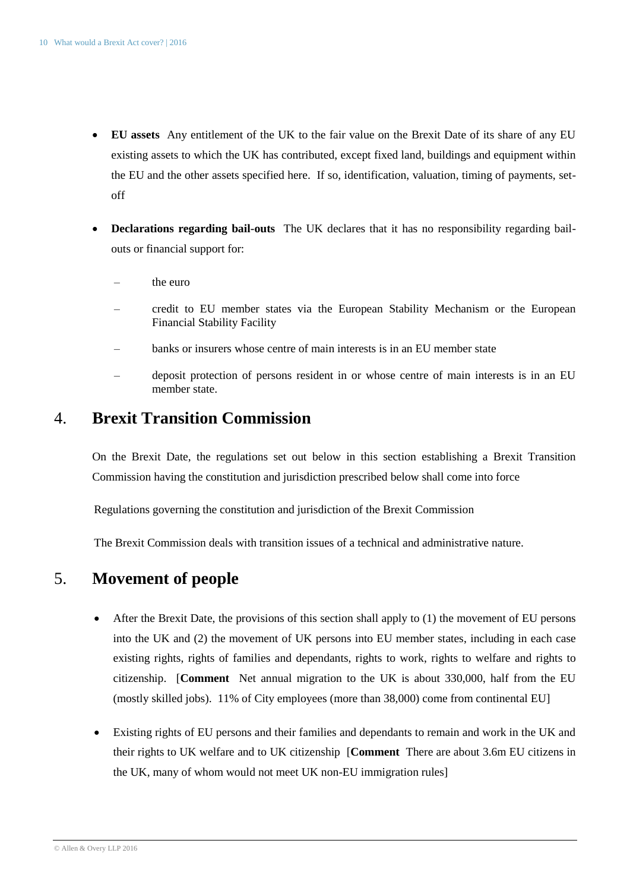- **EU assets** Any entitlement of the UK to the fair value on the Brexit Date of its share of any EU existing assets to which the UK has contributed, except fixed land, buildings and equipment within the EU and the other assets specified here. If so, identification, valuation, timing of payments, set-off

- **Declarations regarding bail-outs** The UK declares that it has no responsibility regarding bail-outs or financial support for:

  - the euro
  - credit to EU member states via the European Stability Mechanism or the European Financial Stability Facility
  - banks or insurers whose centre of main interests is in an EU member state
  - deposit protection of persons resident in or whose centre of main interests is in an EU member state.

## 4. Brexit Transition Commission

On the Brexit Date, the regulations set out below in this section establishing a Brexit Transition Commission having the constitution and jurisdiction prescribed below shall come into force

Regulations governing the constitution and jurisdiction of the Brexit Commission

The Brexit Commission deals with transition issues of a technical and administrative nature.

## 5. Movement of people

- After the Brexit Date, the provisions of this section shall apply to (1) the movement of EU persons into the UK and (2) the movement of UK persons into EU member states, including in each case existing rights, rights of families and dependants, rights to work, rights to welfare and rights to citizenship. [**Comment** Net annual migration to the UK is about 330,000, half from the EU (mostly skilled jobs). 11% of City employees (more than 38,000) come from continental EU]

- Existing rights of EU persons and their families and dependants to remain and work in the UK and their rights to UK welfare and to UK citizenship [**Comment** There are about 3.6m EU citizens in the UK, many of whom would not meet UK non-EU immigration rules]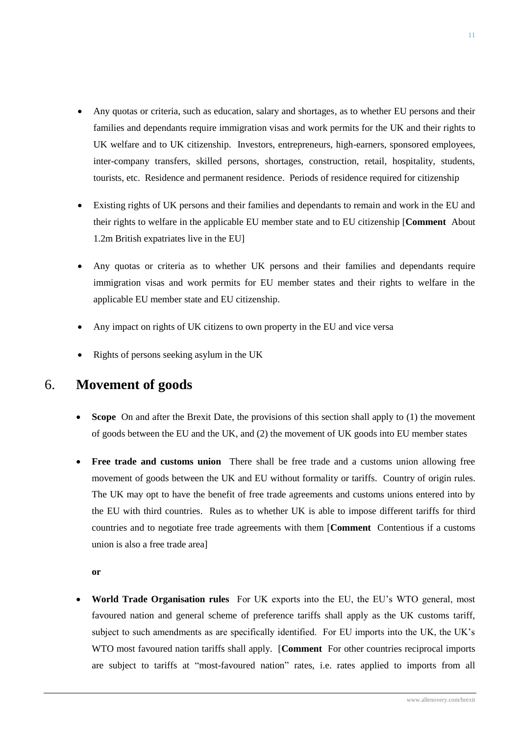- Any quotas or criteria, such as education, salary and shortages, as to whether EU persons and their families and dependants require immigration visas and work permits for the UK and their rights to UK welfare and to UK citizenship. Investors, entrepreneurs, high-earners, sponsored employees, inter-company transfers, skilled persons, shortages, construction, retail, hospitality, students, tourists, etc. Residence and permanent residence. Periods of residence required for citizenship

- Existing rights of UK persons and their families and dependants to remain and work in the EU and their rights to welfare in the applicable EU member state and to EU citizenship [**Comment** About 1.2m British expatriates live in the EU]

- Any quotas or criteria as to whether UK persons and their families and dependants require immigration visas and work permits for EU member states and their rights to welfare in the applicable EU member state and EU citizenship.

- Any impact on rights of UK citizens to own property in the EU and vice versa

- Rights of persons seeking asylum in the UK

## 6. Movement of goods

- **Scope** On and after the Brexit Date, the provisions of this section shall apply to (1) the movement of goods between the EU and the UK, and (2) the movement of UK goods into EU member states

- **Free trade and customs union** There shall be free trade and a customs union allowing free movement of goods between the UK and EU without formality or tariffs. Country of origin rules. The UK may opt to have the benefit of free trade agreements and customs unions entered into by the EU with third countries. Rules as to whether UK is able to impose different tariffs for third countries and to negotiate free trade agreements with them [**Comment** Contentious if a customs union is also a free trade area]

  **or**

- **World Trade Organisation rules** For UK exports into the EU, the EU's WTO general, most favoured nation and general scheme of preference tariffs shall apply as the UK customs tariff, subject to such amendments as are specifically identified. For EU imports into the UK, the UK's WTO most favoured nation tariffs shall apply. [**Comment** For other countries reciprocal imports are subject to tariffs at "most-favoured nation" rates, i.e. rates applied to imports from all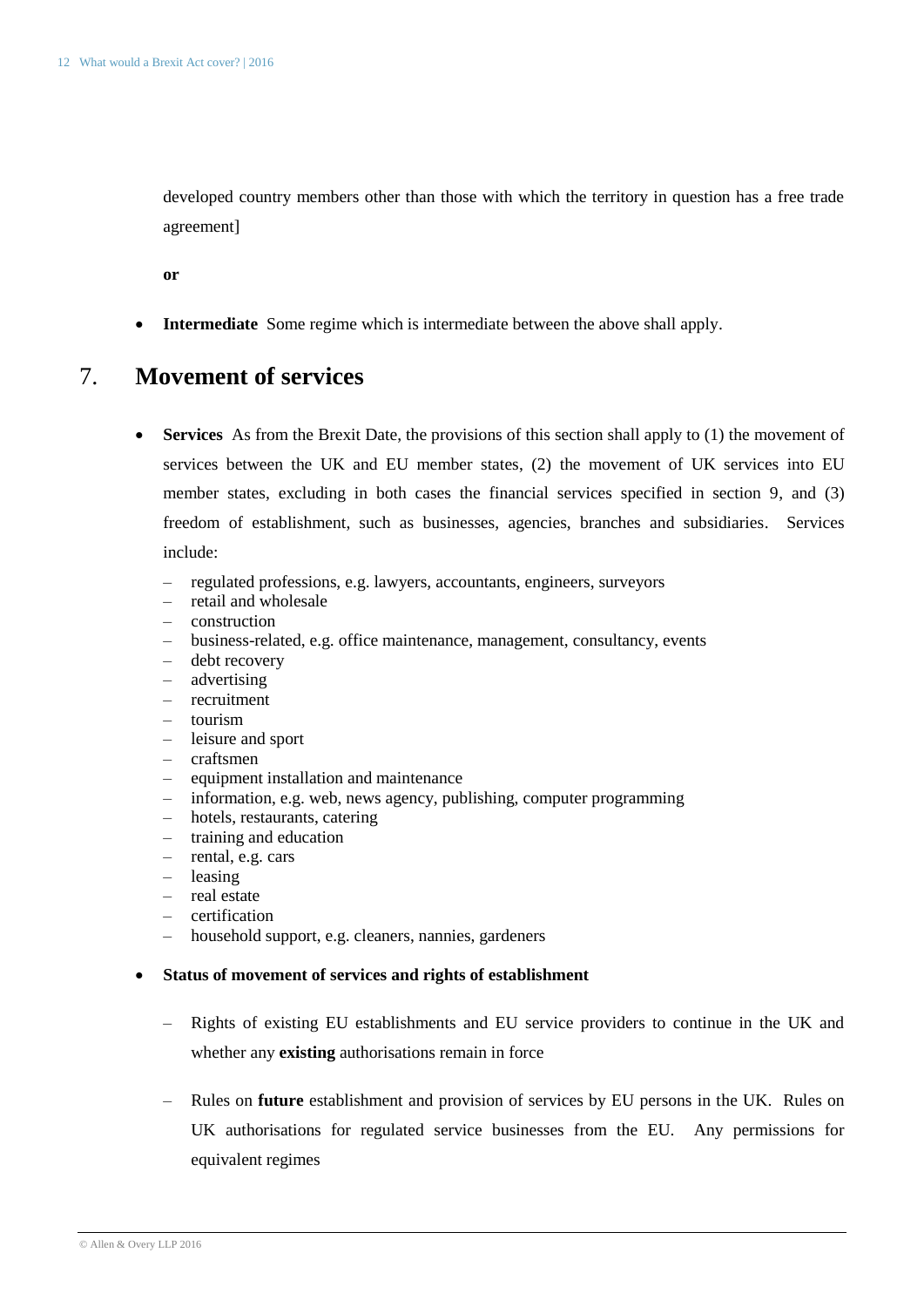developed country members other than those with which the territory in question has a free trade agreement]

**or**

- **Intermediate** Some regime which is intermediate between the above shall apply.

## 7. Movement of services

- **Services** As from the Brexit Date, the provisions of this section shall apply to (1) the movement of services between the UK and EU member states, (2) the movement of UK services into EU member states, excluding in both cases the financial services specified in section 9, and (3) freedom of establishment, such as businesses, agencies, branches and subsidiaries. Services include:
  - regulated professions, e.g. lawyers, accountants, engineers, surveyors
  - retail and wholesale
  - construction
  - business-related, e.g. office maintenance, management, consultancy, events
  - debt recovery
  - advertising
  - recruitment
  - tourism
  - leisure and sport
  - craftsmen
  - equipment installation and maintenance
  - information, e.g. web, news agency, publishing, computer programming
  - hotels, restaurants, catering
  - training and education
  - rental, e.g. cars
  - leasing
  - real estate
  - certification
  - household support, e.g. cleaners, nannies, gardeners

- **Status of movement of services and rights of establishment**
  - Rights of existing EU establishments and EU service providers to continue in the UK and whether any **existing** authorisations remain in force
  - Rules on **future** establishment and provision of services by EU persons in the UK. Rules on UK authorisations for regulated service businesses from the EU. Any permissions for equivalent regimes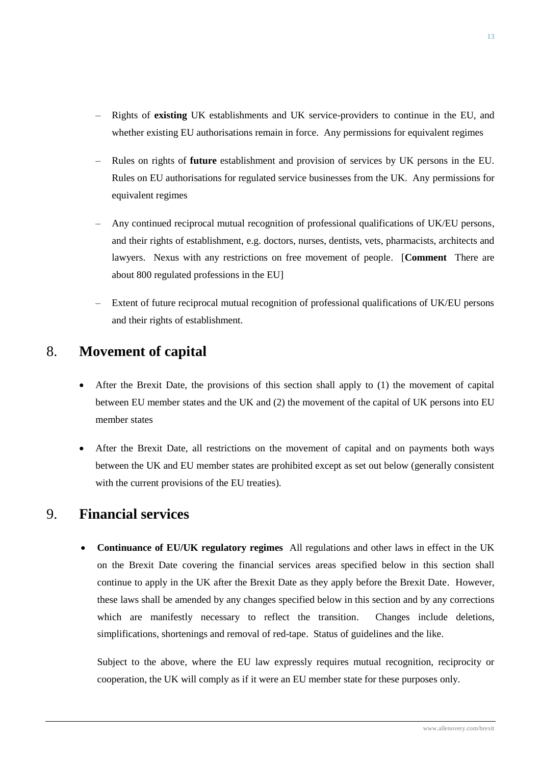- Rights of **existing** UK establishments and UK service-providers to continue in the EU, and whether existing EU authorisations remain in force. Any permissions for equivalent regimes

- Rules on rights of **future** establishment and provision of services by UK persons in the EU. Rules on EU authorisations for regulated service businesses from the UK. Any permissions for equivalent regimes

- Any continued reciprocal mutual recognition of professional qualifications of UK/EU persons, and their rights of establishment, e.g. doctors, nurses, dentists, vets, pharmacists, architects and lawyers. Nexus with any restrictions on free movement of people. [**Comment** There are about 800 regulated professions in the EU]

- Extent of future reciprocal mutual recognition of professional qualifications of UK/EU persons and their rights of establishment.

## 8. Movement of capital

- After the Brexit Date, the provisions of this section shall apply to (1) the movement of capital between EU member states and the UK and (2) the movement of the capital of UK persons into EU member states

- After the Brexit Date, all restrictions on the movement of capital and on payments both ways between the UK and EU member states are prohibited except as set out below (generally consistent with the current provisions of the EU treaties).

## 9. Financial services

- **Continuance of EU/UK regulatory regimes** All regulations and other laws in effect in the UK on the Brexit Date covering the financial services areas specified below in this section shall continue to apply in the UK after the Brexit Date as they apply before the Brexit Date. However, these laws shall be amended by any changes specified below in this section and by any corrections which are manifestly necessary to reflect the transition. Changes include deletions, simplifications, shortenings and removal of red-tape. Status of guidelines and the like.

  Subject to the above, where the EU law expressly requires mutual recognition, reciprocity or cooperation, the UK will comply as if it were an EU member state for these purposes only.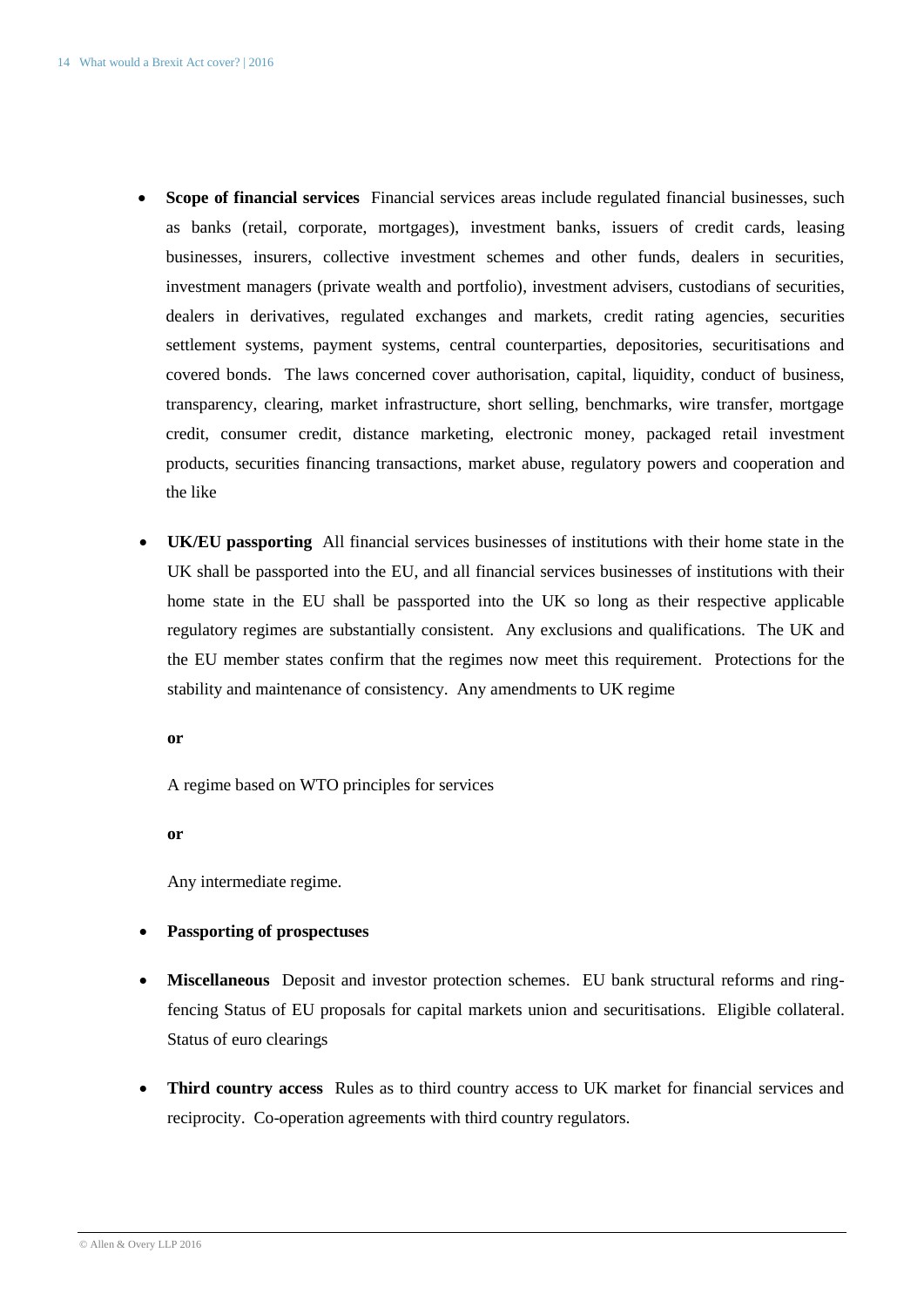- **Scope of financial services** Financial services areas include regulated financial businesses, such as banks (retail, corporate, mortgages), investment banks, issuers of credit cards, leasing businesses, insurers, collective investment schemes and other funds, dealers in securities, investment managers (private wealth and portfolio), investment advisers, custodians of securities, dealers in derivatives, regulated exchanges and markets, credit rating agencies, securities settlement systems, payment systems, central counterparties, depositories, securitisations and covered bonds. The laws concerned cover authorisation, capital, liquidity, conduct of business, transparency, clearing, market infrastructure, short selling, benchmarks, wire transfer, mortgage credit, consumer credit, distance marketing, electronic money, packaged retail investment products, securities financing transactions, market abuse, regulatory powers and cooperation and the like

- **UK/EU passporting** All financial services businesses of institutions with their home state in the UK shall be passported into the EU, and all financial services businesses of institutions with their home state in the EU shall be passported into the UK so long as their respective applicable regulatory regimes are substantially consistent. Any exclusions and qualifications. The UK and the EU member states confirm that the regimes now meet this requirement. Protections for the stability and maintenance of consistency. Any amendments to UK regime

  **or**

  A regime based on WTO principles for services

  **or**

  Any intermediate regime.

- **Passporting of prospectuses**

- **Miscellaneous** Deposit and investor protection schemes. EU bank structural reforms and ring-fencing Status of EU proposals for capital markets union and securitisations. Eligible collateral. Status of euro clearings

- **Third country access** Rules as to third country access to UK market for financial services and reciprocity. Co-operation agreements with third country regulators.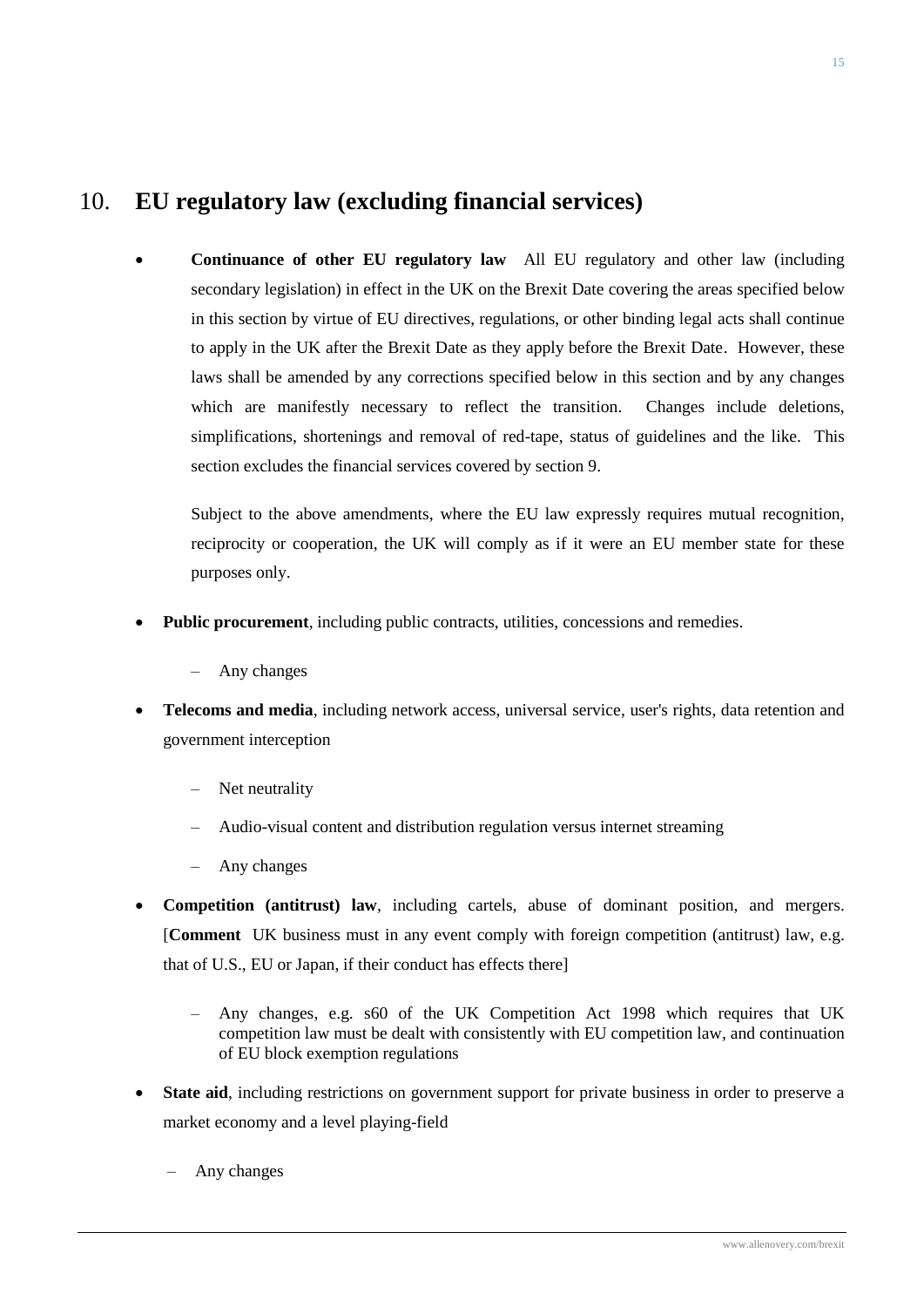## 10. EU regulatory law (excluding financial services)

- **Continuance of other EU regulatory law** All EU regulatory and other law (including secondary legislation) in effect in the UK on the Brexit Date covering the areas specified below in this section by virtue of EU directives, regulations, or other binding legal acts shall continue to apply in the UK after the Brexit Date as they apply before the Brexit Date. However, these laws shall be amended by any corrections specified below in this section and by any changes which are manifestly necessary to reflect the transition. Changes include deletions, simplifications, shortenings and removal of red-tape, status of guidelines and the like. This section excludes the financial services covered by section 9.

  Subject to the above amendments, where the EU law expressly requires mutual recognition, reciprocity or cooperation, the UK will comply as if it were an EU member state for these purposes only.

- **Public procurement**, including public contracts, utilities, concessions and remedies.
  - Any changes
- **Telecoms and media**, including network access, universal service, user's rights, data retention and government interception
  - Net neutrality
  - Audio-visual content and distribution regulation versus internet streaming
  - Any changes
- **Competition (antitrust) law**, including cartels, abuse of dominant position, and mergers. [**Comment** UK business must in any event comply with foreign competition (antitrust) law, e.g. that of U.S., EU or Japan, if their conduct has effects there]
  - Any changes, e.g. s60 of the UK Competition Act 1998 which requires that UK competition law must be dealt with consistently with EU competition law, and continuation of EU block exemption regulations
- **State aid**, including restrictions on government support for private business in order to preserve a market economy and a level playing-field
  - Any changes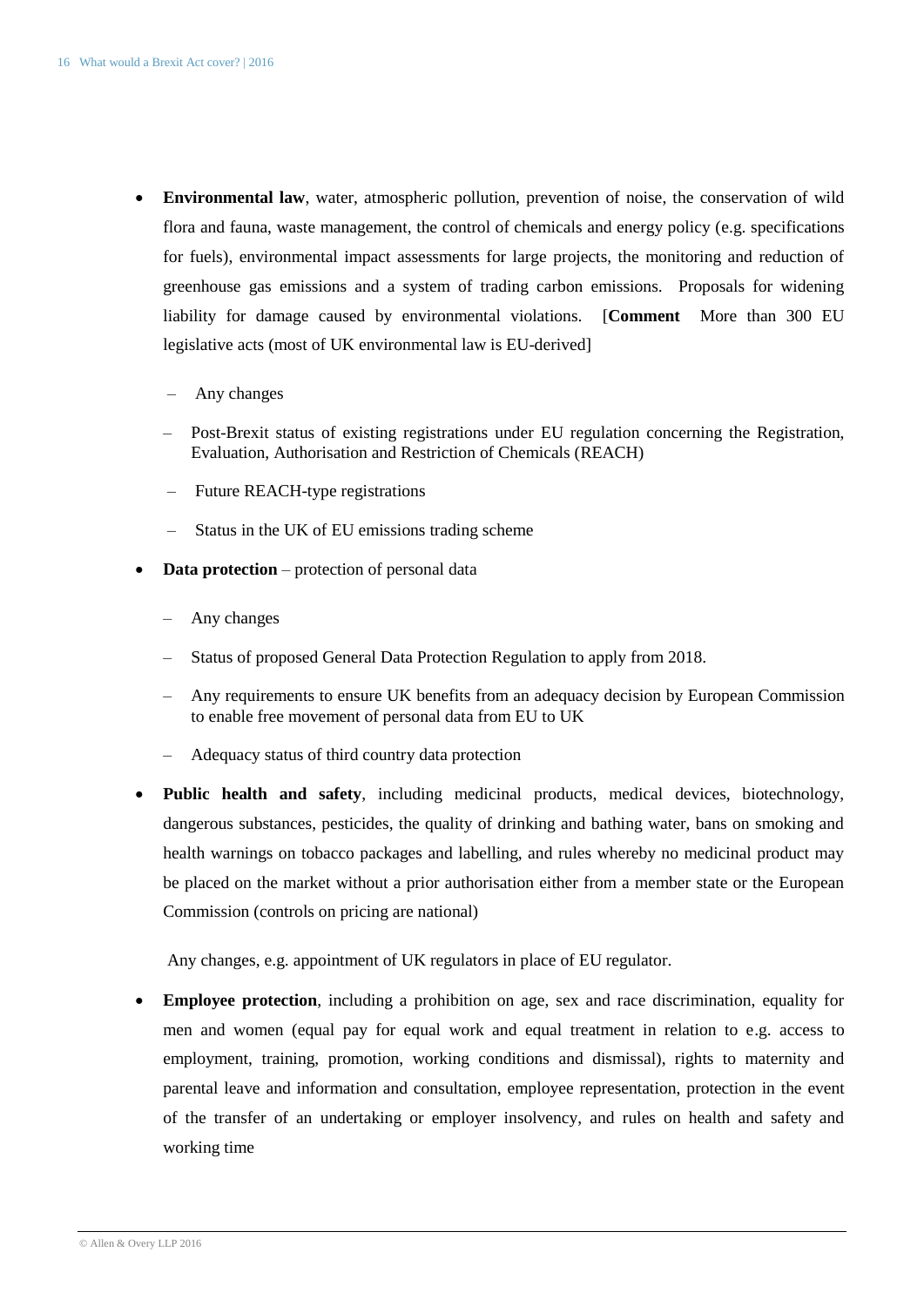- **Environmental law**, water, atmospheric pollution, prevention of noise, the conservation of wild flora and fauna, waste management, the control of chemicals and energy policy (e.g. specifications for fuels), environmental impact assessments for large projects, the monitoring and reduction of greenhouse gas emissions and a system of trading carbon emissions. Proposals for widening liability for damage caused by environmental violations. [**Comment** More than 300 EU legislative acts (most of UK environmental law is EU-derived]
  - Any changes
  - Post-Brexit status of existing registrations under EU regulation concerning the Registration, Evaluation, Authorisation and Restriction of Chemicals (REACH)
  - Future REACH-type registrations
  - Status in the UK of EU emissions trading scheme
- **Data protection** – protection of personal data
  - Any changes
  - Status of proposed General Data Protection Regulation to apply from 2018.
  - Any requirements to ensure UK benefits from an adequacy decision by European Commission to enable free movement of personal data from EU to UK
  - Adequacy status of third country data protection
- **Public health and safety**, including medicinal products, medical devices, biotechnology, dangerous substances, pesticides, the quality of drinking and bathing water, bans on smoking and health warnings on tobacco packages and labelling, and rules whereby no medicinal product may be placed on the market without a prior authorisation either from a member state or the European Commission (controls on pricing are national)

  Any changes, e.g. appointment of UK regulators in place of EU regulator.
- **Employee protection**, including a prohibition on age, sex and race discrimination, equality for men and women (equal pay for equal work and equal treatment in relation to e.g. access to employment, training, promotion, working conditions and dismissal), rights to maternity and parental leave and information and consultation, employee representation, protection in the event of the transfer of an undertaking or employer insolvency, and rules on health and safety and working time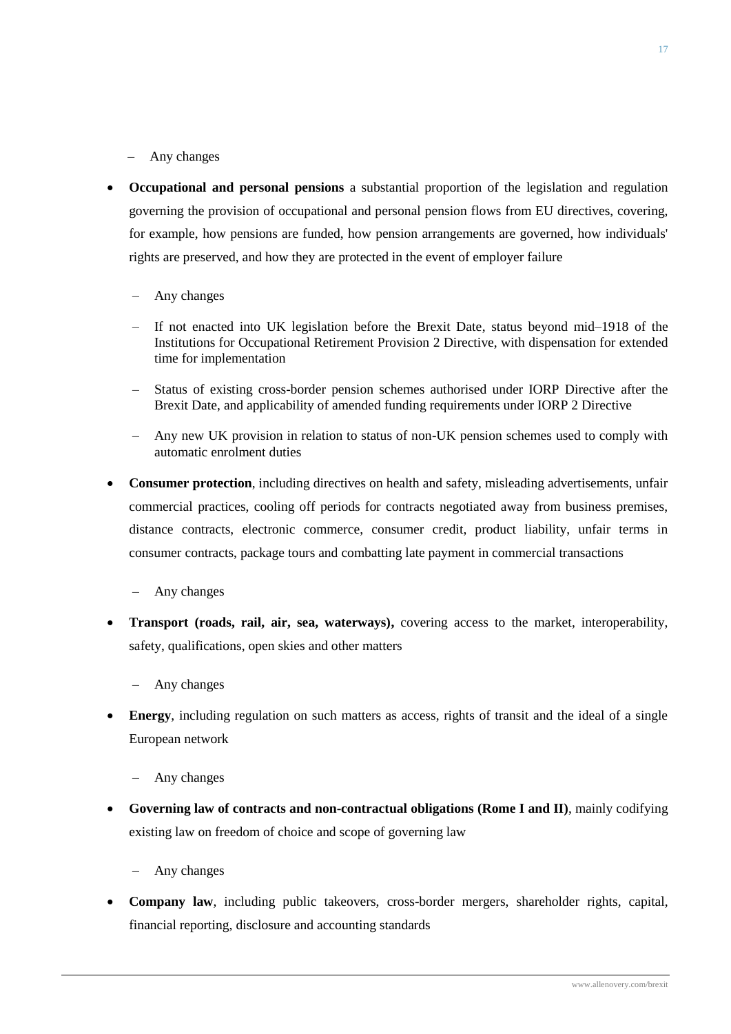- Any changes

- **Occupational and personal pensions** a substantial proportion of the legislation and regulation governing the provision of occupational and personal pension flows from EU directives, covering, for example, how pensions are funded, how pension arrangements are governed, how individuals' rights are preserved, and how they are protected in the event of employer failure

  - Any changes
  - If not enacted into UK legislation before the Brexit Date, status beyond mid–1918 of the Institutions for Occupational Retirement Provision 2 Directive, with dispensation for extended time for implementation
  - Status of existing cross-border pension schemes authorised under IORP Directive after the Brexit Date, and applicability of amended funding requirements under IORP 2 Directive
  - Any new UK provision in relation to status of non-UK pension schemes used to comply with automatic enrolment duties

- **Consumer protection**, including directives on health and safety, misleading advertisements, unfair commercial practices, cooling off periods for contracts negotiated away from business premises, distance contracts, electronic commerce, consumer credit, product liability, unfair terms in consumer contracts, package tours and combatting late payment in commercial transactions

  - Any changes

- **Transport (roads, rail, air, sea, waterways),** covering access to the market, interoperability, safety, qualifications, open skies and other matters

  - Any changes

- **Energy**, including regulation on such matters as access, rights of transit and the ideal of a single European network

  - Any changes

- **Governing law of contracts and non-contractual obligations (Rome I and II)**, mainly codifying existing law on freedom of choice and scope of governing law

  - Any changes

- **Company law**, including public takeovers, cross-border mergers, shareholder rights, capital, financial reporting, disclosure and accounting standards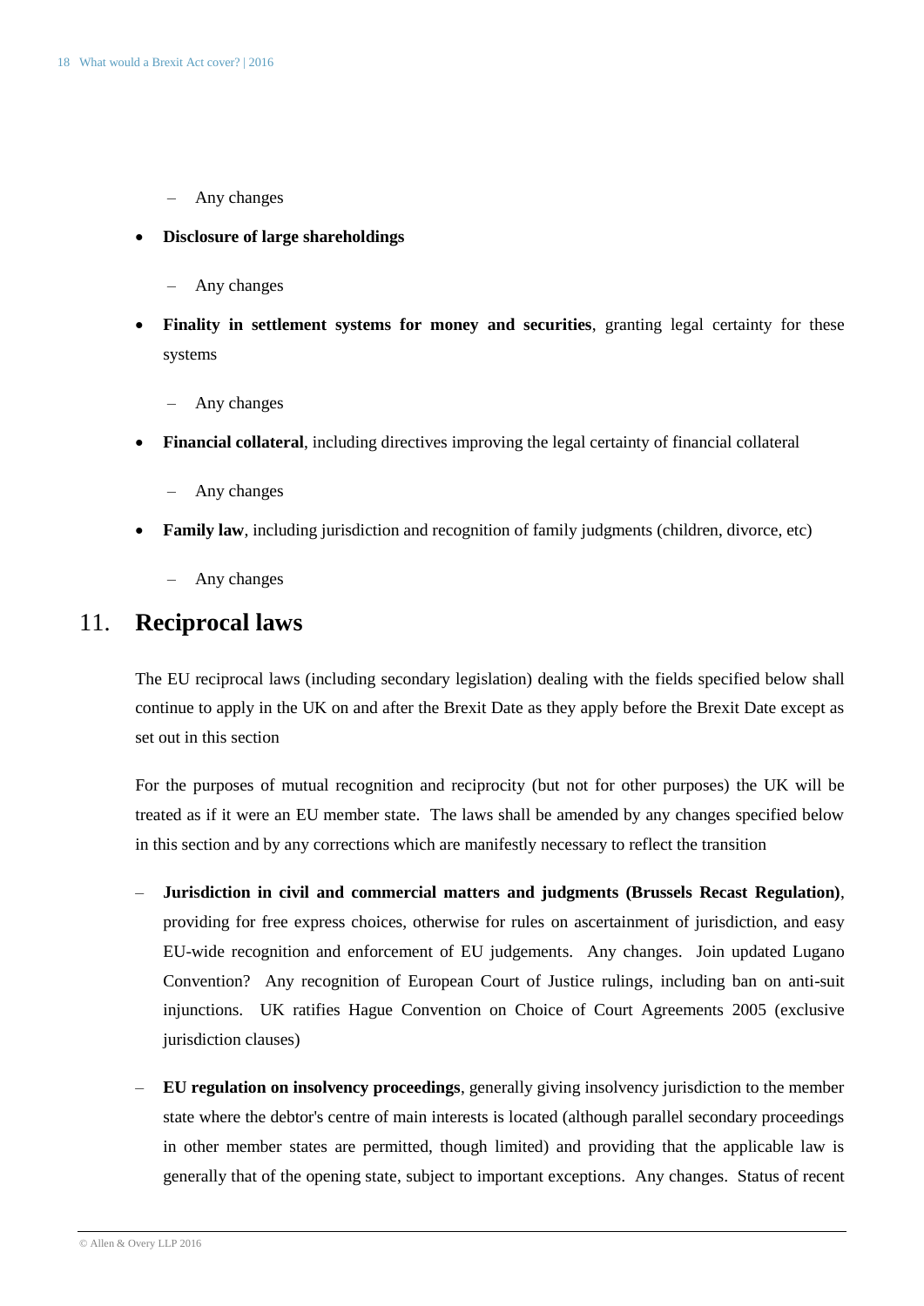- Any changes

- **Disclosure of large shareholdings**
  - Any changes

- **Finality in settlement systems for money and securities**, granting legal certainty for these systems
  - Any changes

- **Financial collateral**, including directives improving the legal certainty of financial collateral
  - Any changes

- **Family law**, including jurisdiction and recognition of family judgments (children, divorce, etc)
  - Any changes

## 11. Reciprocal laws

The EU reciprocal laws (including secondary legislation) dealing with the fields specified below shall continue to apply in the UK on and after the Brexit Date as they apply before the Brexit Date except as set out in this section

For the purposes of mutual recognition and reciprocity (but not for other purposes) the UK will be treated as if it were an EU member state. The laws shall be amended by any changes specified below in this section and by any corrections which are manifestly necessary to reflect the transition

- **Jurisdiction in civil and commercial matters and judgments (Brussels Recast Regulation)**, providing for free express choices, otherwise for rules on ascertainment of jurisdiction, and easy EU-wide recognition and enforcement of EU judgements. Any changes. Join updated Lugano Convention? Any recognition of European Court of Justice rulings, including ban on anti-suit injunctions. UK ratifies Hague Convention on Choice of Court Agreements 2005 (exclusive jurisdiction clauses)

- **EU regulation on insolvency proceedings**, generally giving insolvency jurisdiction to the member state where the debtor's centre of main interests is located (although parallel secondary proceedings in other member states are permitted, though limited) and providing that the applicable law is generally that of the opening state, subject to important exceptions. Any changes. Status of recent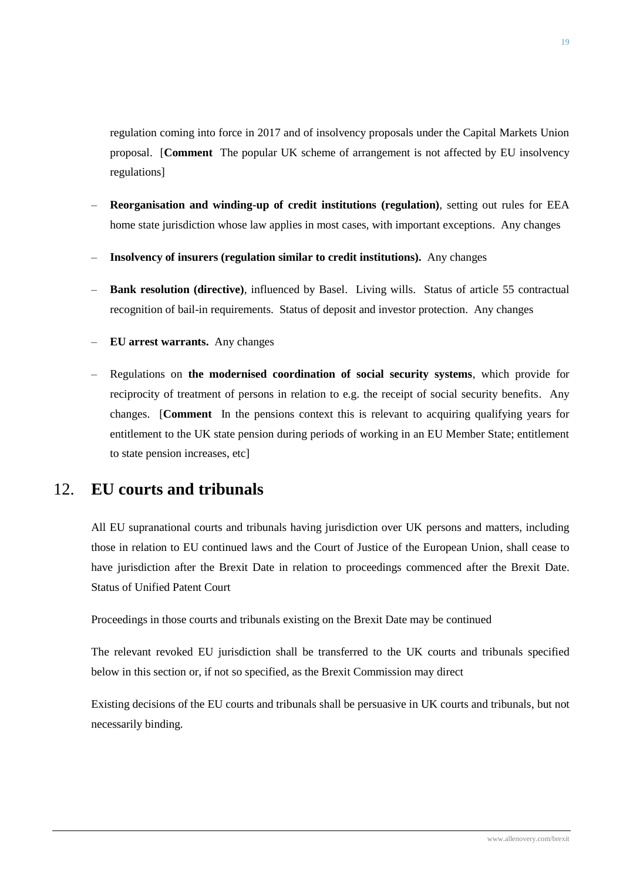regulation coming into force in 2017 and of insolvency proposals under the Capital Markets Union proposal. [**Comment** The popular UK scheme of arrangement is not affected by EU insolvency regulations]

- **Reorganisation and winding-up of credit institutions (regulation)**, setting out rules for EEA home state jurisdiction whose law applies in most cases, with important exceptions. Any changes
- **Insolvency of insurers (regulation similar to credit institutions).** Any changes
- **Bank resolution (directive)**, influenced by Basel. Living wills. Status of article 55 contractual recognition of bail-in requirements. Status of deposit and investor protection. Any changes
- **EU arrest warrants.** Any changes
- Regulations on **the modernised coordination of social security systems**, which provide for reciprocity of treatment of persons in relation to e.g. the receipt of social security benefits. Any changes. [**Comment** In the pensions context this is relevant to acquiring qualifying years for entitlement to the UK state pension during periods of working in an EU Member State; entitlement to state pension increases, etc]

## 12. EU courts and tribunals

All EU supranational courts and tribunals having jurisdiction over UK persons and matters, including those in relation to EU continued laws and the Court of Justice of the European Union, shall cease to have jurisdiction after the Brexit Date in relation to proceedings commenced after the Brexit Date. Status of Unified Patent Court

Proceedings in those courts and tribunals existing on the Brexit Date may be continued

The relevant revoked EU jurisdiction shall be transferred to the UK courts and tribunals specified below in this section or, if not so specified, as the Brexit Commission may direct

Existing decisions of the EU courts and tribunals shall be persuasive in UK courts and tribunals, but not necessarily binding.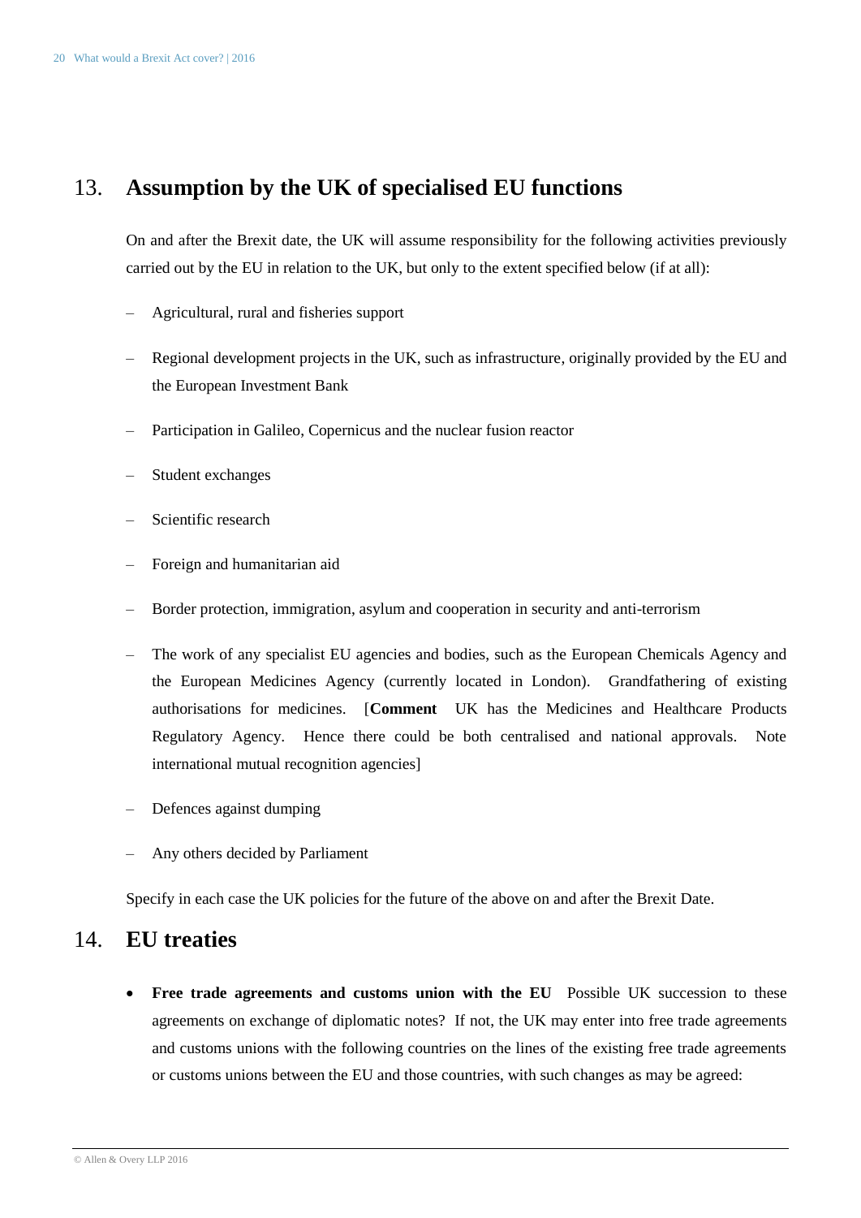## 13. Assumption by the UK of specialised EU functions

On and after the Brexit date, the UK will assume responsibility for the following activities previously carried out by the EU in relation to the UK, but only to the extent specified below (if at all):

– Agricultural, rural and fisheries support

– Regional development projects in the UK, such as infrastructure, originally provided by the EU and the European Investment Bank

– Participation in Galileo, Copernicus and the nuclear fusion reactor

– Student exchanges

– Scientific research

– Foreign and humanitarian aid

– Border protection, immigration, asylum and cooperation in security and anti-terrorism

– The work of any specialist EU agencies and bodies, such as the European Chemicals Agency and the European Medicines Agency (currently located in London). Grandfathering of existing authorisations for medicines. [**Comment** UK has the Medicines and Healthcare Products Regulatory Agency. Hence there could be both centralised and national approvals. Note international mutual recognition agencies]

– Defences against dumping

– Any others decided by Parliament

Specify in each case the UK policies for the future of the above on and after the Brexit Date.

## 14. EU treaties

- **Free trade agreements and customs union with the EU** Possible UK succession to these agreements on exchange of diplomatic notes? If not, the UK may enter into free trade agreements and customs unions with the following countries on the lines of the existing free trade agreements or customs unions between the EU and those countries, with such changes as may be agreed: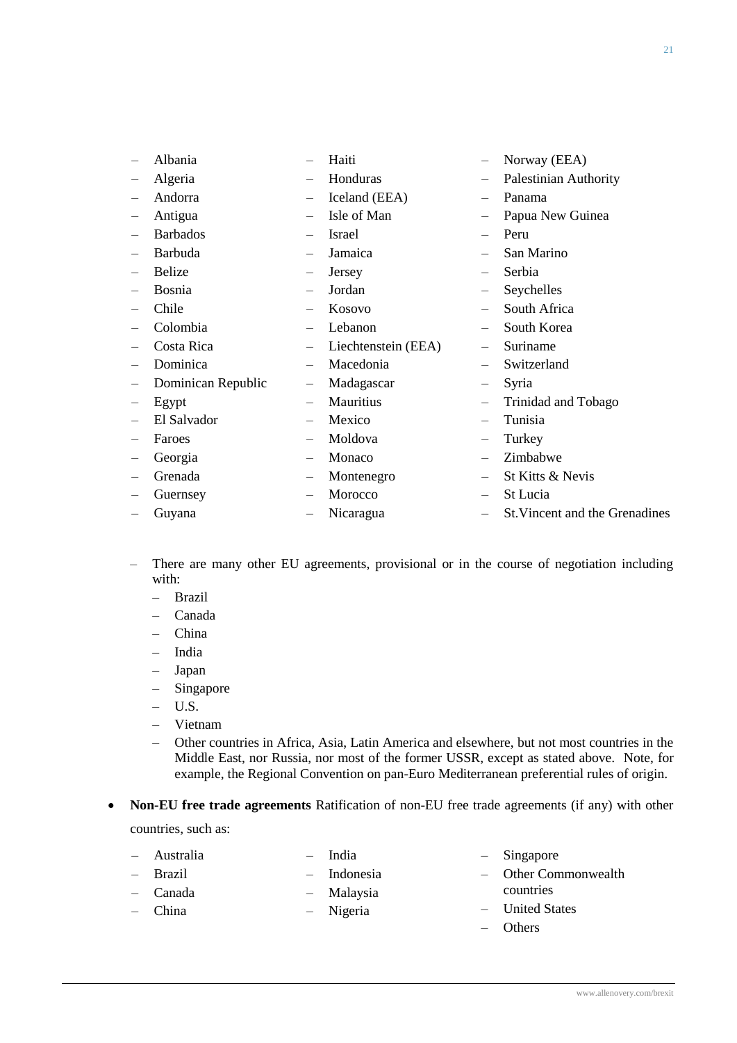- Albania
- Algeria
- Andorra
- Antigua
- Barbados
- Barbuda
- Belize
- Bosnia
- Chile
- Colombia
- Costa Rica
- Dominica
- Dominican Republic
- Egypt
- El Salvador
- Faroes
- Georgia
- Grenada
- Guernsey
- Guyana
- Haiti
- Honduras
- Iceland (EEA)
- Isle of Man
- Israel
- Jamaica
- Jersey
- Jordan
- Kosovo
- Lebanon
- Liechtenstein (EEA)
- Macedonia
- Madagascar
- Mauritius
- Mexico
- Moldova
- Monaco
- Montenegro
- Morocco
- Nicaragua
- Norway (EEA)
- Palestinian Authority
- Panama
- Papua New Guinea
- Peru
- San Marino
- Serbia
- Seychelles
- South Africa
- South Korea
- Suriname
- Switzerland
- Syria
- Trinidad and Tobago
- Tunisia
- Turkey
- Zimbabwe
- St Kitts & Nevis
- St Lucia
- St.Vincent and the Grenadines

- There are many other EU agreements, provisional or in the course of negotiation including with:
  - Brazil
  - Canada
  - China
  - India
  - Japan
  - Singapore
  - U.S.
  - Vietnam
  - Other countries in Africa, Asia, Latin America and elsewhere, but not most countries in the Middle East, nor Russia, nor most of the former USSR, except as stated above. Note, for example, the Regional Convention on pan-Euro Mediterranean preferential rules of origin.

- **Non-EU free trade agreements** Ratification of non-EU free trade agreements (if any) with other countries, such as:
  - Australia
  - Brazil
  - Canada
  - China
  - India
  - Indonesia
  - Malaysia
  - Nigeria
  - Singapore
  - Other Commonwealth countries
  - United States
  - Others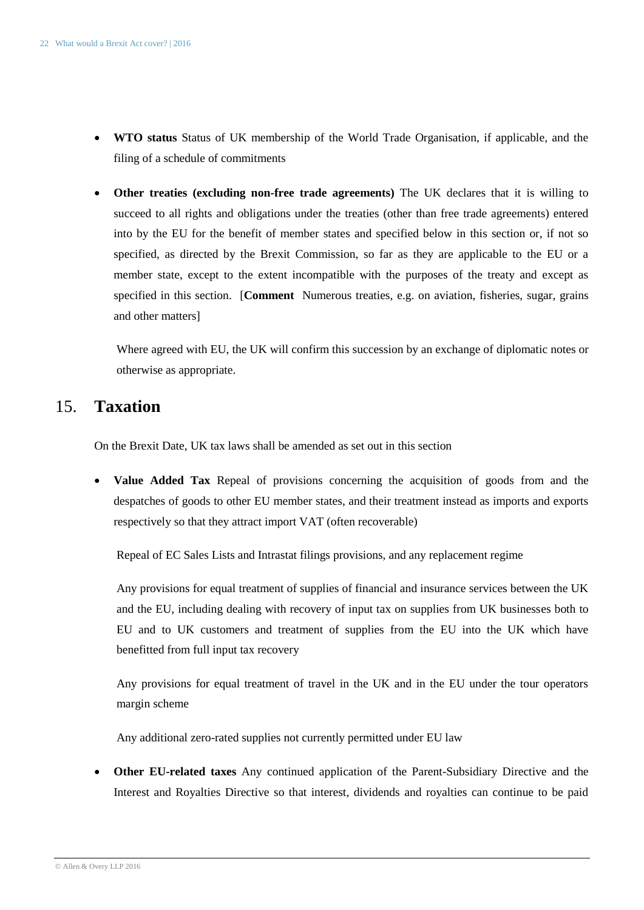- **WTO status** Status of UK membership of the World Trade Organisation, if applicable, and the filing of a schedule of commitments

- **Other treaties (excluding non-free trade agreements)** The UK declares that it is willing to succeed to all rights and obligations under the treaties (other than free trade agreements) entered into by the EU for the benefit of member states and specified below in this section or, if not so specified, as directed by the Brexit Commission, so far as they are applicable to the EU or a member state, except to the extent incompatible with the purposes of the treaty and except as specified in this section. [**Comment** Numerous treaties, e.g. on aviation, fisheries, sugar, grains and other matters]

  Where agreed with EU, the UK will confirm this succession by an exchange of diplomatic notes or otherwise as appropriate.

## 15. Taxation

On the Brexit Date, UK tax laws shall be amended as set out in this section

- **Value Added Tax** Repeal of provisions concerning the acquisition of goods from and the despatches of goods to other EU member states, and their treatment instead as imports and exports respectively so that they attract import VAT (often recoverable)

  Repeal of EC Sales Lists and Intrastat filings provisions, and any replacement regime

  Any provisions for equal treatment of supplies of financial and insurance services between the UK and the EU, including dealing with recovery of input tax on supplies from UK businesses both to EU and to UK customers and treatment of supplies from the EU into the UK which have benefitted from full input tax recovery

  Any provisions for equal treatment of travel in the UK and in the EU under the tour operators margin scheme

  Any additional zero-rated supplies not currently permitted under EU law

- **Other EU-related taxes** Any continued application of the Parent-Subsidiary Directive and the Interest and Royalties Directive so that interest, dividends and royalties can continue to be paid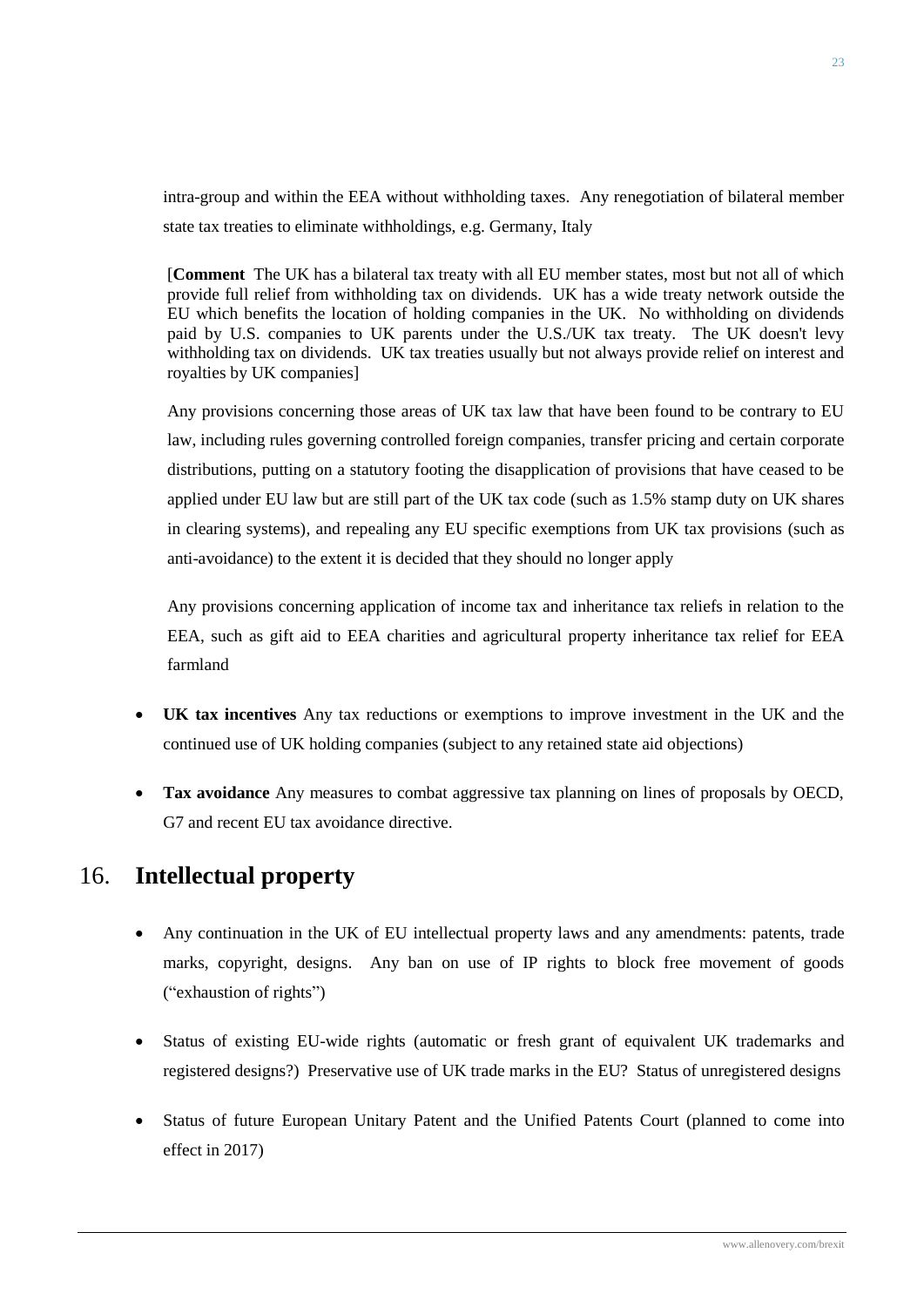intra-group and within the EEA without withholding taxes. Any renegotiation of bilateral member state tax treaties to eliminate withholdings, e.g. Germany, Italy

[**Comment** The UK has a bilateral tax treaty with all EU member states, most but not all of which provide full relief from withholding tax on dividends. UK has a wide treaty network outside the EU which benefits the location of holding companies in the UK. No withholding on dividends paid by U.S. companies to UK parents under the U.S./UK tax treaty. The UK doesn't levy withholding tax on dividends. UK tax treaties usually but not always provide relief on interest and royalties by UK companies]

Any provisions concerning those areas of UK tax law that have been found to be contrary to EU law, including rules governing controlled foreign companies, transfer pricing and certain corporate distributions, putting on a statutory footing the disapplication of provisions that have ceased to be applied under EU law but are still part of the UK tax code (such as 1.5% stamp duty on UK shares in clearing systems), and repealing any EU specific exemptions from UK tax provisions (such as anti-avoidance) to the extent it is decided that they should no longer apply

Any provisions concerning application of income tax and inheritance tax reliefs in relation to the EEA, such as gift aid to EEA charities and agricultural property inheritance tax relief for EEA farmland

- **UK tax incentives** Any tax reductions or exemptions to improve investment in the UK and the continued use of UK holding companies (subject to any retained state aid objections)
- **Tax avoidance** Any measures to combat aggressive tax planning on lines of proposals by OECD, G7 and recent EU tax avoidance directive.

## 16. Intellectual property

- Any continuation in the UK of EU intellectual property laws and any amendments: patents, trade marks, copyright, designs. Any ban on use of IP rights to block free movement of goods ("exhaustion of rights")
- Status of existing EU-wide rights (automatic or fresh grant of equivalent UK trademarks and registered designs?) Preservative use of UK trade marks in the EU? Status of unregistered designs
- Status of future European Unitary Patent and the Unified Patents Court (planned to come into effect in 2017)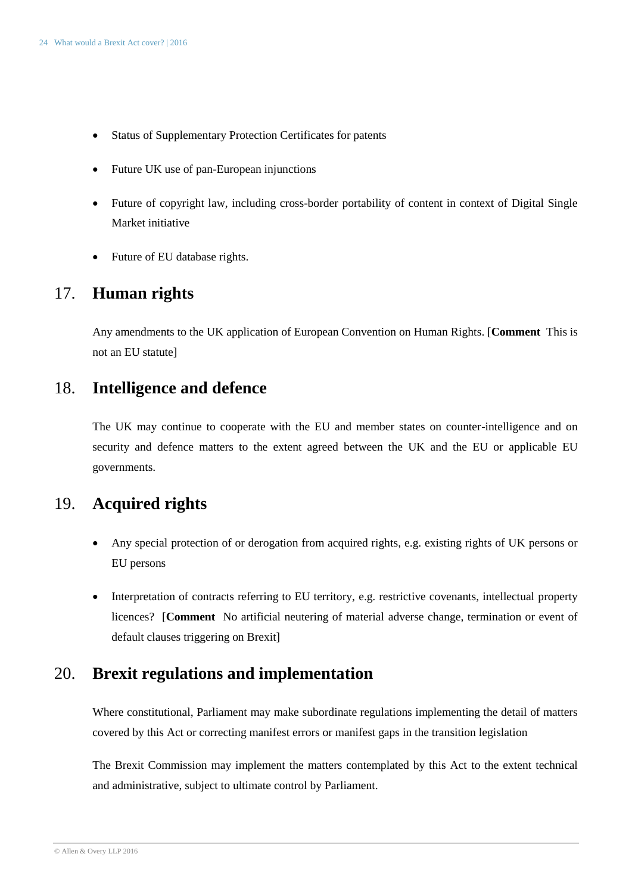- Status of Supplementary Protection Certificates for patents
- Future UK use of pan-European injunctions
- Future of copyright law, including cross-border portability of content in context of Digital Single Market initiative
- Future of EU database rights.

## 17. Human rights

Any amendments to the UK application of European Convention on Human Rights. [**Comment** This is not an EU statute]

## 18. Intelligence and defence

The UK may continue to cooperate with the EU and member states on counter-intelligence and on security and defence matters to the extent agreed between the UK and the EU or applicable EU governments.

## 19. Acquired rights

- Any special protection of or derogation from acquired rights, e.g. existing rights of UK persons or EU persons
- Interpretation of contracts referring to EU territory, e.g. restrictive covenants, intellectual property licences? [**Comment** No artificial neutering of material adverse change, termination or event of default clauses triggering on Brexit]

## 20. Brexit regulations and implementation

Where constitutional, Parliament may make subordinate regulations implementing the detail of matters covered by this Act or correcting manifest errors or manifest gaps in the transition legislation

The Brexit Commission may implement the matters contemplated by this Act to the extent technical and administrative, subject to ultimate control by Parliament.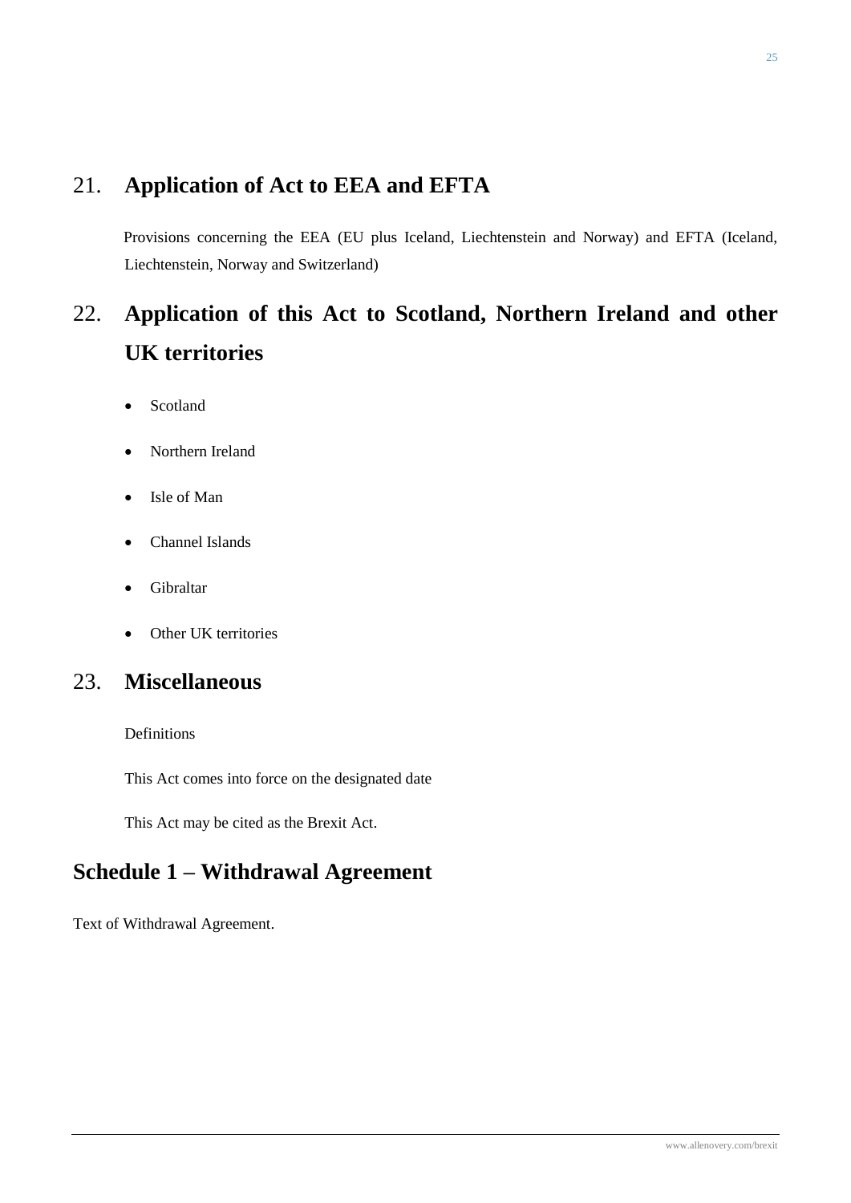## 21. Application of Act to EEA and EFTA

Provisions concerning the EEA (EU plus Iceland, Liechtenstein and Norway) and EFTA (Iceland, Liechtenstein, Norway and Switzerland)

## 22. Application of this Act to Scotland, Northern Ireland and other UK territories

- Scotland
- Northern Ireland
- Isle of Man
- Channel Islands
- Gibraltar
- Other UK territories

## 23. Miscellaneous

Definitions

This Act comes into force on the designated date

This Act may be cited as the Brexit Act.

## Schedule 1 – Withdrawal Agreement

Text of Withdrawal Agreement.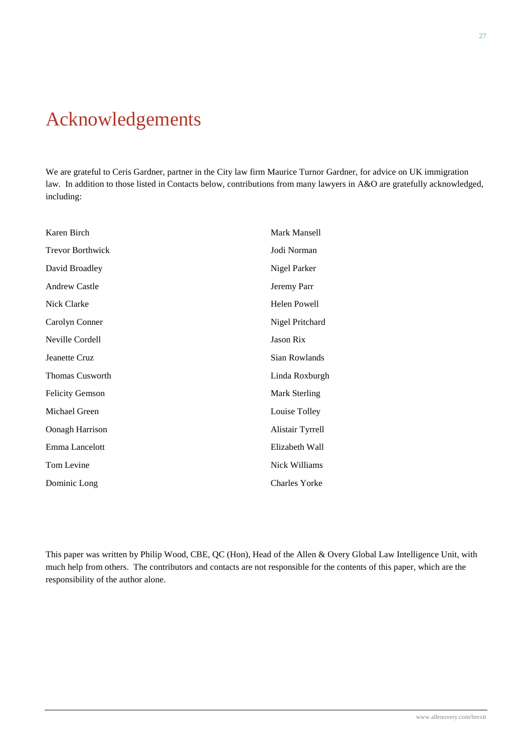# Acknowledgements

We are grateful to Ceris Gardner, partner in the City law firm Maurice Turnor Gardner, for advice on UK immigration law. In addition to those listed in Contacts below, contributions from many lawyers in A&O are gratefully acknowledged, including:

Karen Birch

Trevor Borthwick

David Broadley

Andrew Castle

Nick Clarke

Carolyn Conner

Neville Cordell

Jeanette Cruz

Thomas Cusworth

Felicity Gemson

Michael Green

Oonagh Harrison

Emma Lancelott

Tom Levine

Dominic Long

Mark Mansell

Jodi Norman

Nigel Parker

Jeremy Parr

Helen Powell

Nigel Pritchard

Jason Rix

Sian Rowlands

Linda Roxburgh

Mark Sterling

Louise Tolley

Alistair Tyrrell

Elizabeth Wall

Nick Williams

Charles Yorke

This paper was written by Philip Wood, CBE, QC (Hon), Head of the Allen & Overy Global Law Intelligence Unit, with much help from others. The contributors and contacts are not responsible for the contents of this paper, which are the responsibility of the author alone.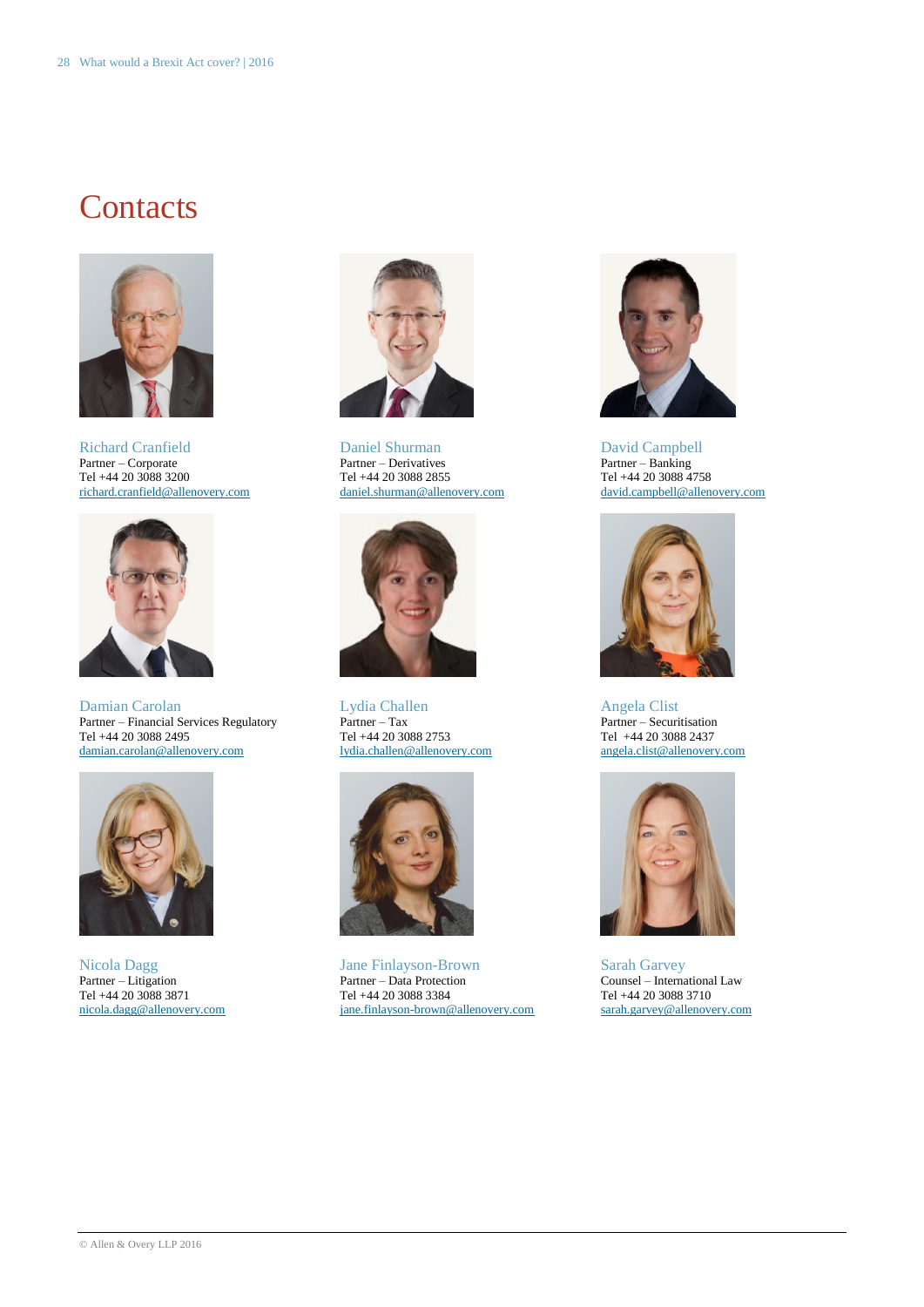# Contacts

Richard Cranfield
Partner – Corporate
Tel +44 20 3088 3200
richard.cranfield@allenovery.com

Daniel Shurman
Partner – Derivatives
Tel +44 20 3088 2855
daniel.shurman@allenovery.com

David Campbell
Partner – Banking
Tel +44 20 3088 4758
david.campbell@allenovery.com

Damian Carolan
Partner – Financial Services Regulatory
Tel +44 20 3088 2495
damian.carolan@allenovery.com

Lydia Challen
Partner – Tax
Tel +44 20 3088 2753
lydia.challen@allenovery.com

Angela Clist
Partner – Securitisation
Tel +44 20 3088 2437
angela.clist@allenovery.com

Nicola Dagg
Partner – Litigation
Tel +44 20 3088 3871
nicola.dagg@allenovery.com

Jane Finlayson-Brown
Partner – Data Protection
Tel +44 20 3088 3384
jane.finlayson-brown@allenovery.com

Sarah Garvey
Counsel – International Law
Tel +44 20 3088 3710
sarah.garvey@allenovery.com

© Allen & Overy LLP 2016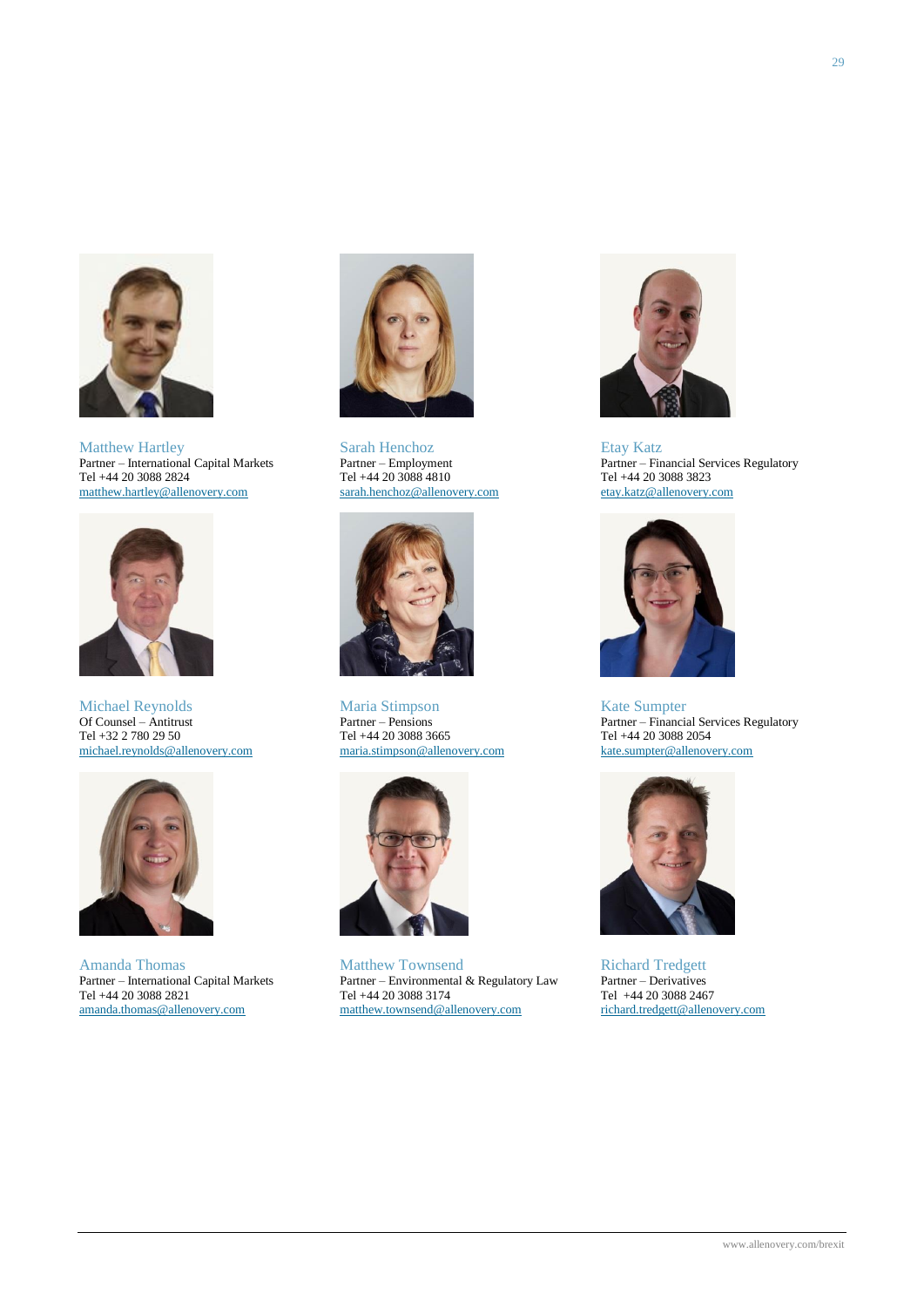**Matthew Hartley**
Partner – International Capital Markets
Tel +44 20 3088 2824
matthew.hartley@allenovery.com

**Sarah Henchoz**
Partner – Employment
Tel +44 20 3088 4810
sarah.henchoz@allenovery.com

**Etay Katz**
Partner – Financial Services Regulatory
Tel +44 20 3088 3823
etay.katz@allenovery.com

**Michael Reynolds**
Of Counsel – Antitrust
Tel +32 2 780 29 50
michael.reynolds@allenovery.com

**Maria Stimpson**
Partner – Pensions
Tel +44 20 3088 3665
maria.stimpson@allenovery.com

**Kate Sumpter**
Partner – Financial Services Regulatory
Tel +44 20 3088 2054
kate.sumpter@allenovery.com

**Amanda Thomas**
Partner – International Capital Markets
Tel +44 20 3088 2821
amanda.thomas@allenovery.com

**Matthew Townsend**
Partner – Environmental & Regulatory Law
Tel +44 20 3088 3174
matthew.townsend@allenovery.com

**Richard Tredgett**
Partner – Derivatives
Tel +44 20 3088 2467
richard.tredgett@allenovery.com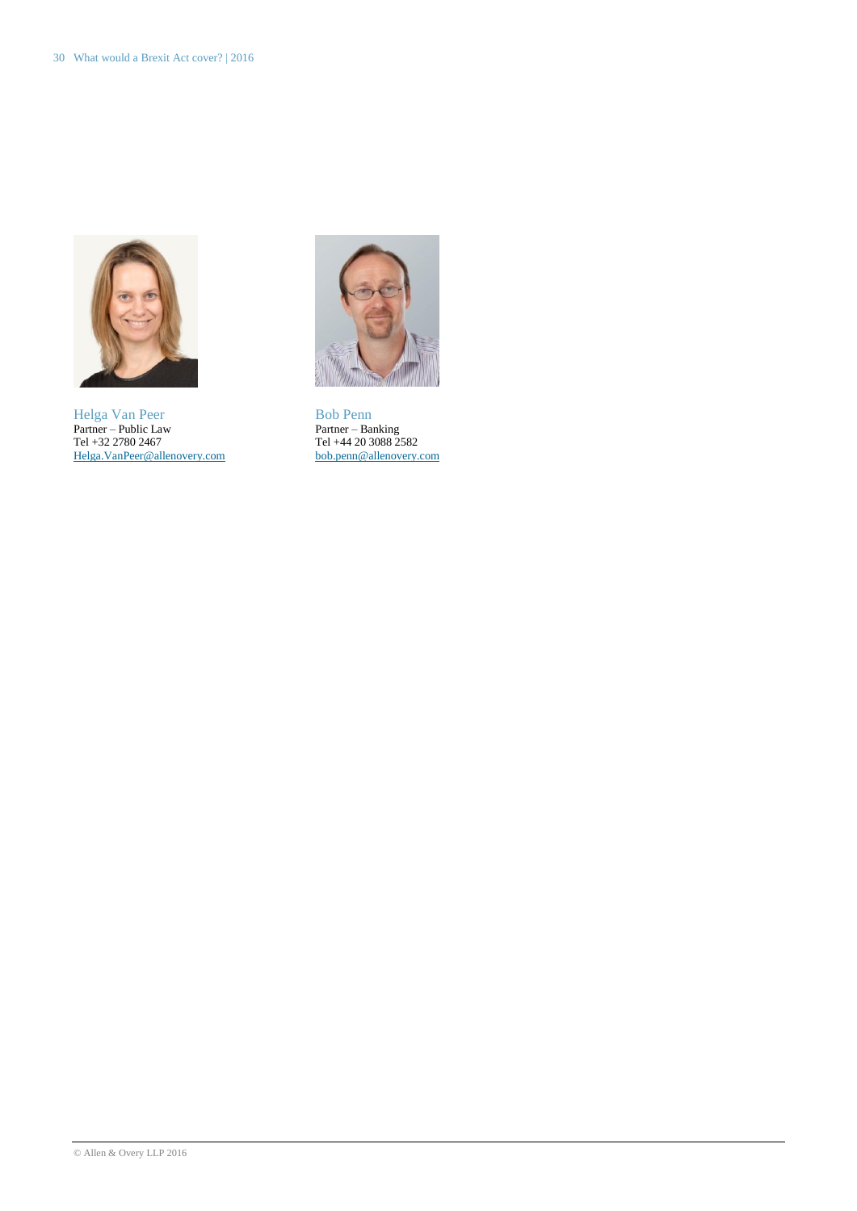Helga Van Peer
Partner – Public Law
Tel +32 2780 2467
Helga.VanPeer@allenovery.com

Bob Penn
Partner – Banking
Tel +44 20 3088 2582
bob.penn@allenovery.com

© Allen & Overy LLP 2016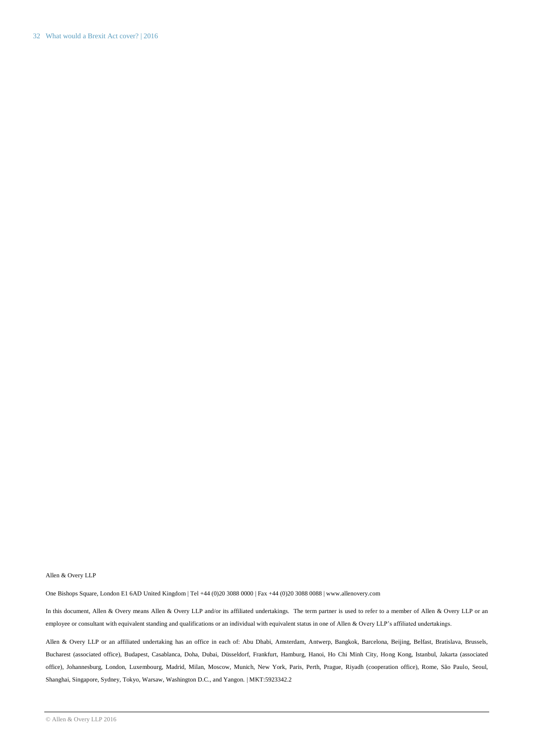Allen & Overy LLP

One Bishops Square, London E1 6AD United Kingdom | Tel +44 (0)20 3088 0000 | Fax +44 (0)20 3088 0088 | www.allenovery.com

In this document, Allen & Overy means Allen & Overy LLP and/or its affiliated undertakings. The term partner is used to refer to a member of Allen & Overy LLP or an employee or consultant with equivalent standing and qualifications or an individual with equivalent status in one of Allen & Overy LLP's affiliated undertakings.

Allen & Overy LLP or an affiliated undertaking has an office in each of: Abu Dhabi, Amsterdam, Antwerp, Bangkok, Barcelona, Beijing, Belfast, Bratislava, Brussels, Bucharest (associated office), Budapest, Casablanca, Doha, Dubai, Düsseldorf, Frankfurt, Hamburg, Hanoi, Ho Chi Minh City, Hong Kong, Istanbul, Jakarta (associated office), Johannesburg, London, Luxembourg, Madrid, Milan, Moscow, Munich, New York, Paris, Perth, Prague, Riyadh (cooperation office), Rome, São Paulo, Seoul, Shanghai, Singapore, Sydney, Tokyo, Warsaw, Washington D.C., and Yangon. | MKT:5923342.2

© Allen & Overy LLP 2016